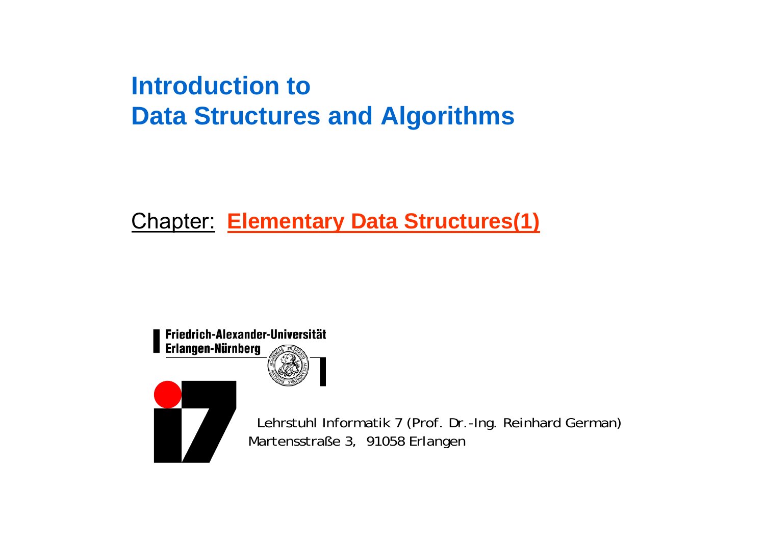# Introduction to Data Structures and Algorithms

Chapter: **Elementary Data Structures(1)**

Friedrich-Alexander-Universität Erlangen-Nürnberg

Lehrstuhl Informatik 7 (Prof. Dr.-Ing. Reinhard German)
Martensstraße 3, 91058 Erlangen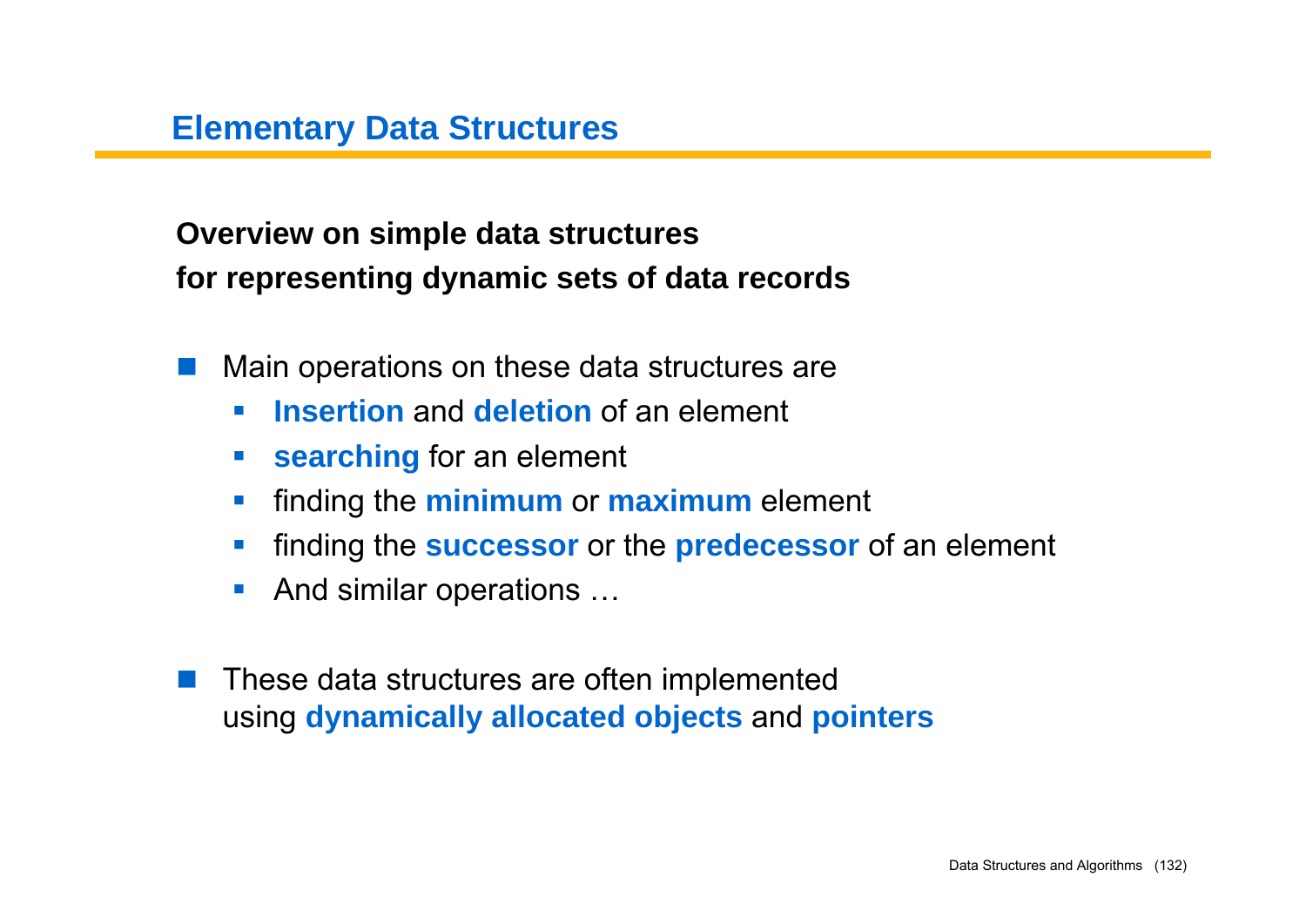## Elementary Data Structures

**Overview on simple data structures**
**for representing dynamic sets of data records**

- Main operations on these data structures are
  - **Insertion** and **deletion** of an element
  - **searching** for an element
  - finding the **minimum** or **maximum** element
  - finding the **successor** or the **predecessor** of an element
  - And similar operations …
- These data structures are often implemented using **dynamically allocated objects** and **pointers**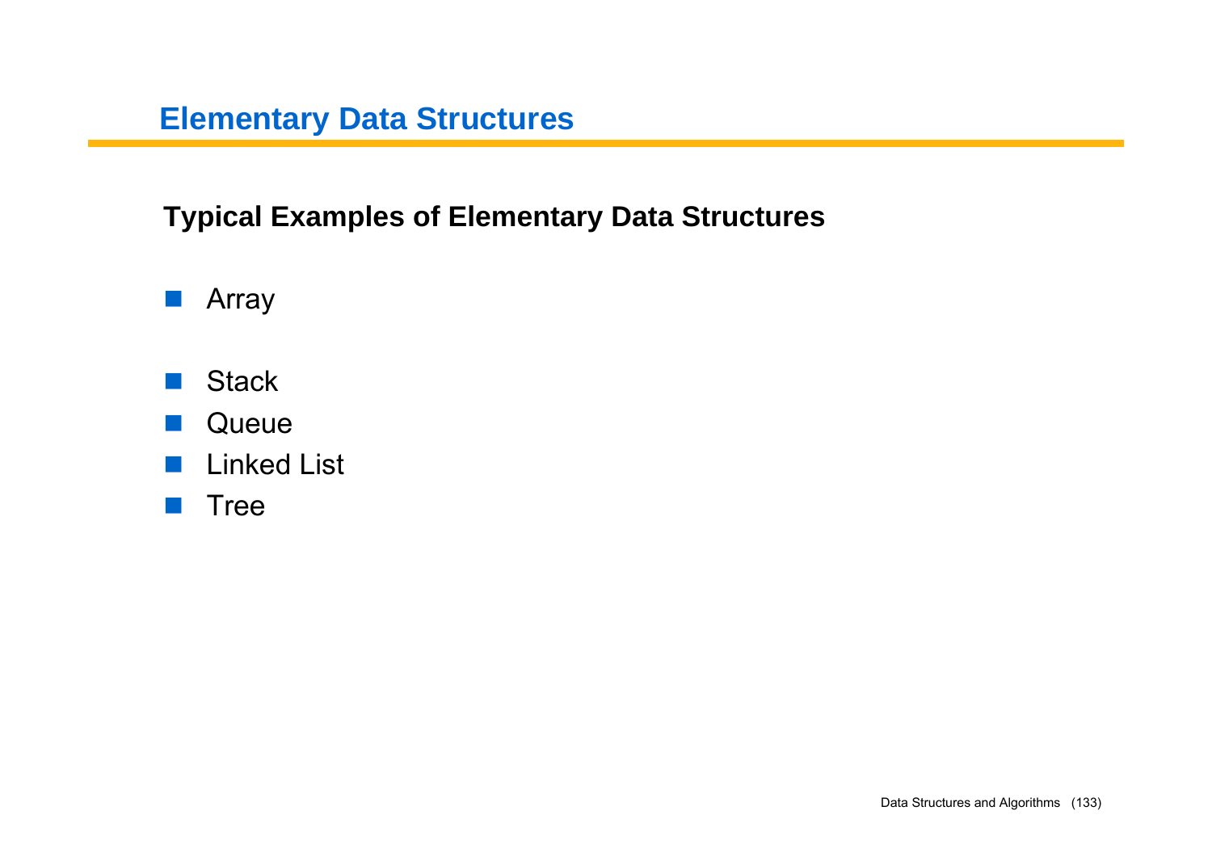# Elementary Data Structures

## Typical Examples of Elementary Data Structures

- Array

- Stack
- Queue
- Linked List
- Tree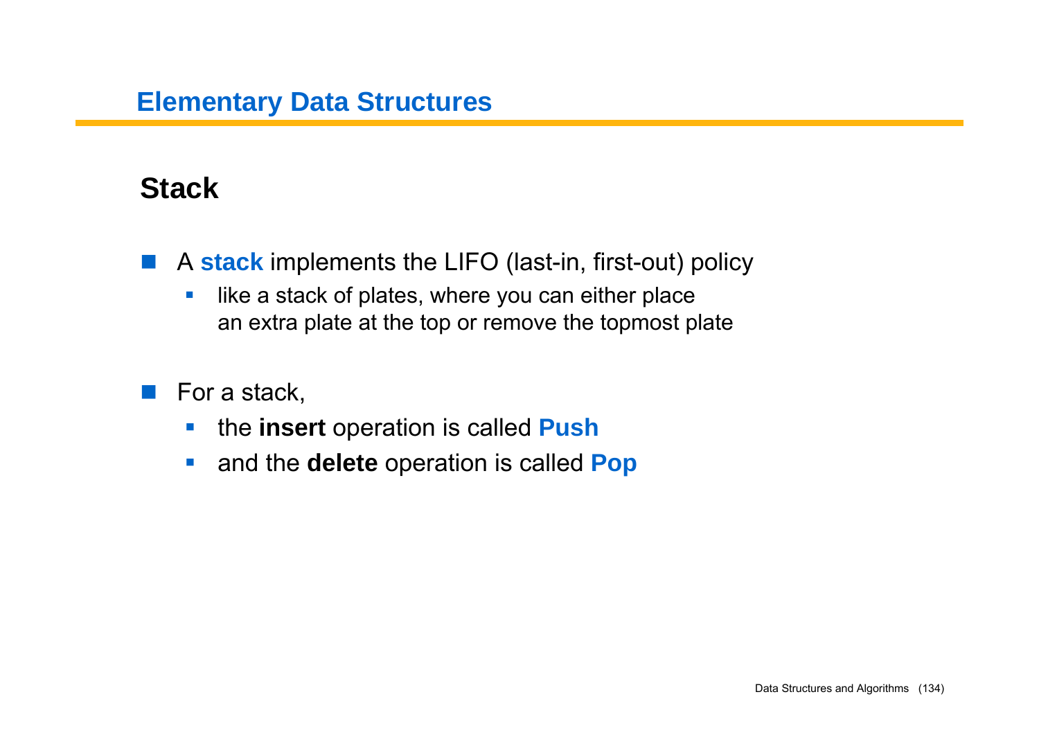# Elementary Data Structures

## Stack

- A **stack** implements the LIFO (last-in, first-out) policy
  - like a stack of plates, where you can either place an extra plate at the top or remove the topmost plate

- For a stack,
  - the **insert** operation is called **Push**
  - and the **delete** operation is called **Pop**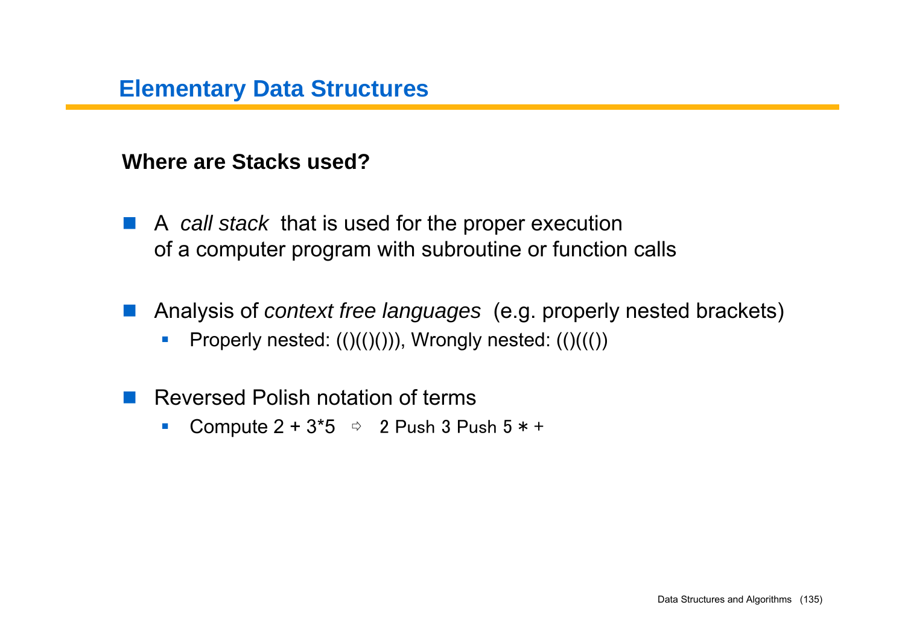## Elementary Data Structures

**Where are Stacks used?**

- A *call stack* that is used for the proper execution of a computer program with subroutine or function calls

- Analysis of *context free languages* (e.g. properly nested brackets)
  - Properly nested: (()(()())), Wrongly nested: (()((())

- Reversed Polish notation of terms
  - Compute 2 + 3*5 ⇨ 2 Push 3 Push 5 ∗ +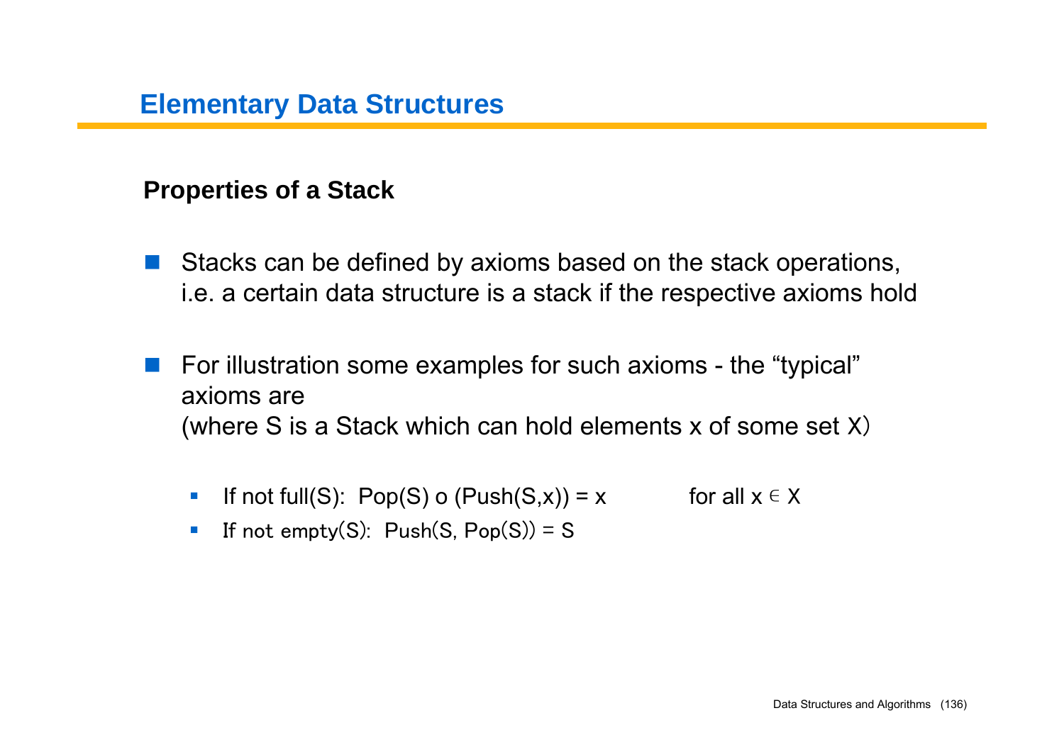# Elementary Data Structures

## Properties of a Stack

- Stacks can be defined by axioms based on the stack operations, i.e. a certain data structure is a stack if the respective axioms hold

- For illustration some examples for such axioms - the "typical" axioms are (where S is a Stack which can hold elements x of some set X)

  - If not full(S): Pop(S) o (Push(S,x)) = x for all $x \in X$
  - If not empty(S): Push(S, Pop(S)) = S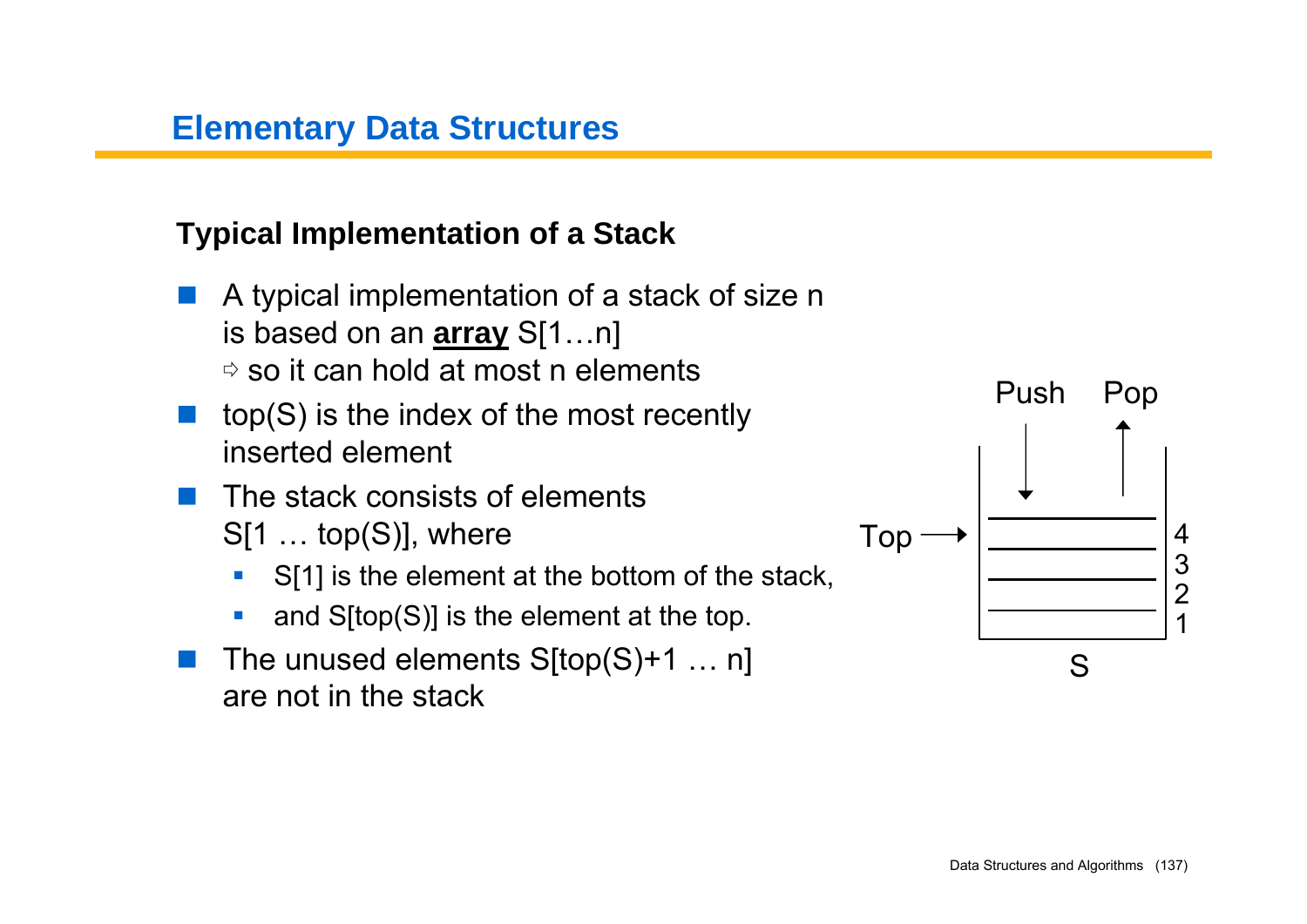## Elementary Data Structures

### Typical Implementation of a Stack

- A typical implementation of a stack of size n is based on an **array** S[1…n]
  ⇨ so it can hold at most n elements
- top(S) is the index of the most recently inserted element
- The stack consists of elements S[1 … top(S)], where
  - S[1] is the element at the bottom of the stack,
  - and S[top(S)] is the element at the top.
- The unused elements S[top(S)+1 … n] are not in the stack

Push Pop

Top → 4 3 2 1

S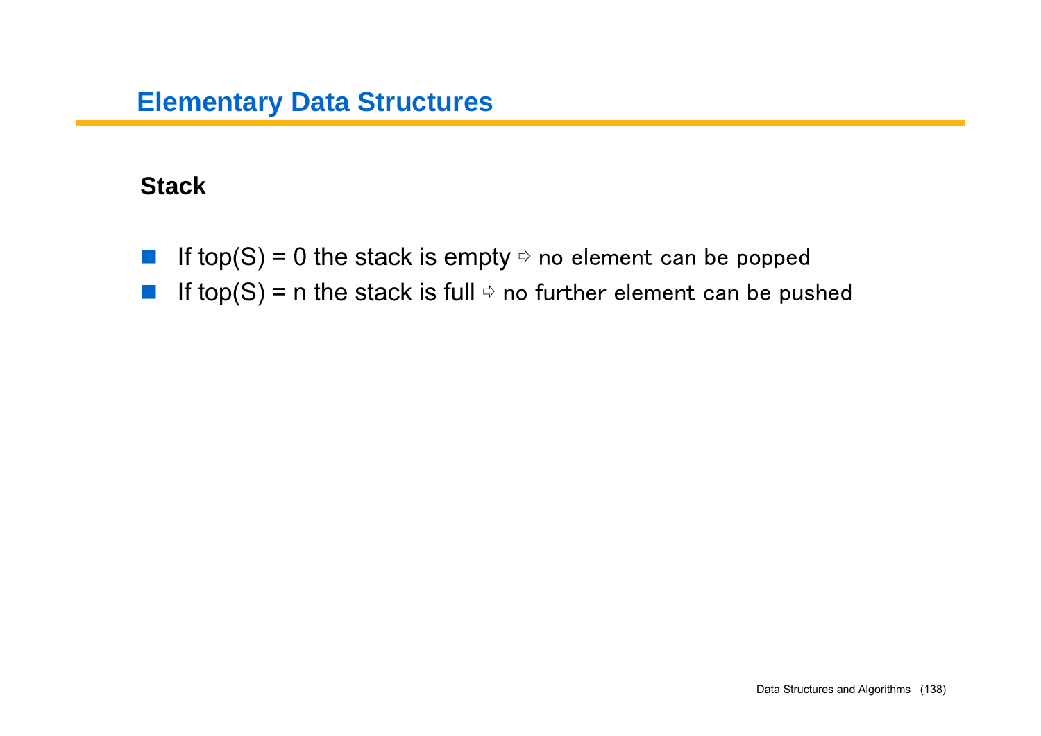# Elementary Data Structures

## Stack

- If top(S) = 0 the stack is empty ⇨ no element can be popped
- If top(S) = n the stack is full ⇨ no further element can be pushed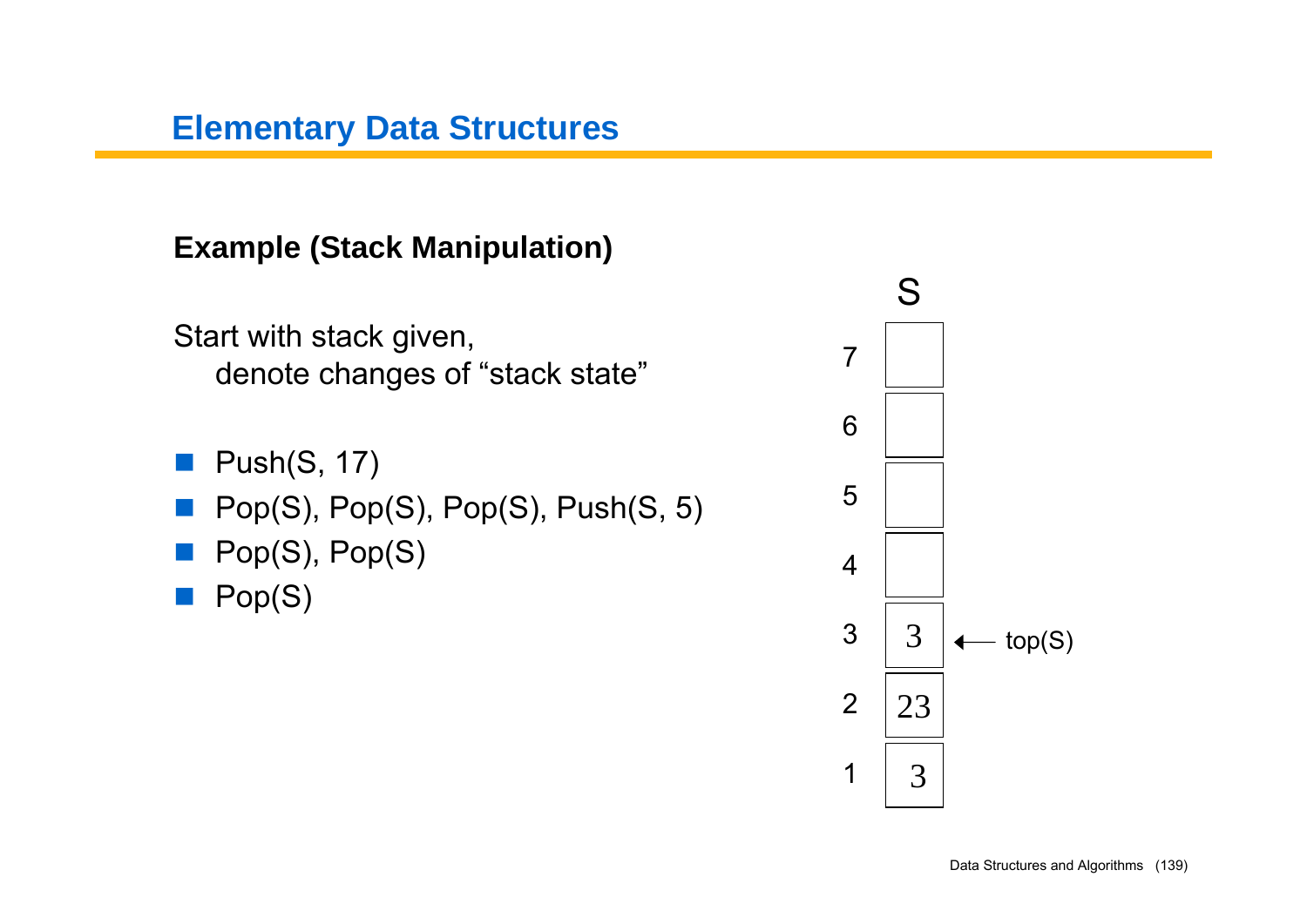## Elementary Data Structures

**Example (Stack Manipulation)**

Start with stack given,
denote changes of "stack state"

- Push(S, 17)
- Pop(S), Pop(S), Pop(S), Push(S, 5)
- Pop(S), Pop(S)
- Pop(S)

S

| Index | Value | |
|---|---|---|
| 7 | | |
| 6 | | |
| 5 | | |
| 4 | | |
| 3 | 3 | ← top(S) |
| 2 | 23 | |
| 1 | 3 | |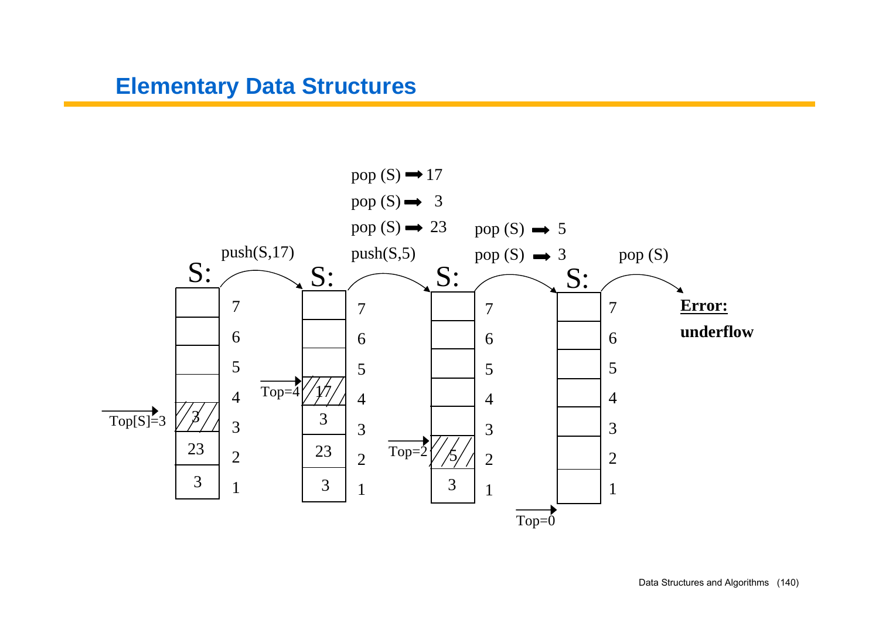## Elementary Data Structures

S:

| | |
|---|---|
| | 7 |
| | 6 |
| | 5 |
| | 4 |
| 3 | 3 |
| 23 | 2 |
| 3 | 1 |

Top[S]=3

push(S,17)

S:

| | |
|---|---|
| | 7 |
| | 6 |
| | 5 |
| 17 | 4 |
| 3 | 3 |
| 23 | 2 |
| 3 | 1 |

Top=4

pop (S) ➡ 17

pop (S) ➡ 3

pop (S) ➡ 23

push(S,5)

S:

| | |
|---|---|
| | 7 |
| | 6 |
| | 5 |
| | 4 |
| | 3 |
| 5 | 2 |
| 3 | 1 |

Top=2

pop (S) ➡ 5

pop (S) ➡ 3

S:

| | |
|---|---|
| | 7 |
| | 6 |
| | 5 |
| | 4 |
| | 3 |
| | 2 |
| | 1 |

Top=0

pop (S)

**Error:**

**underflow**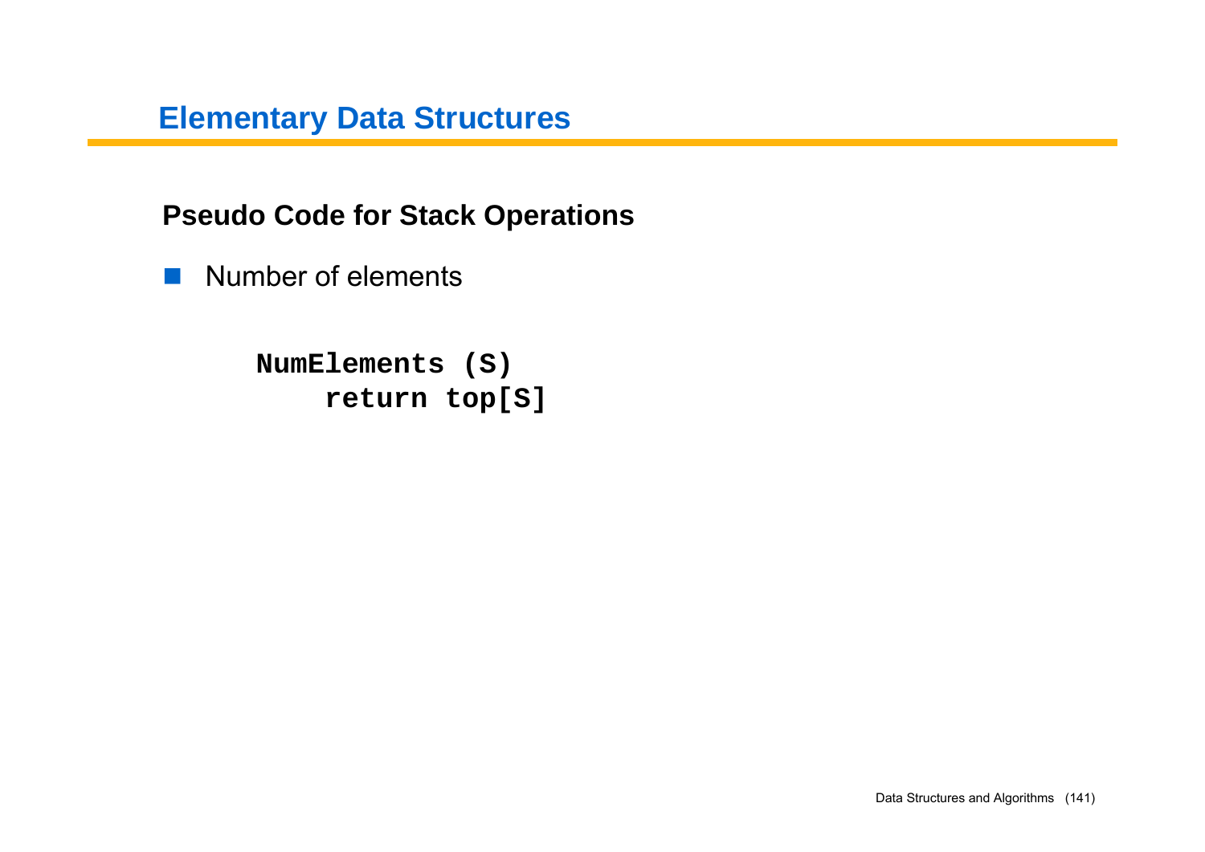# Elementary Data Structures

## Pseudo Code for Stack Operations

- Number of elements

```
NumElements (S)
    return top[S]
```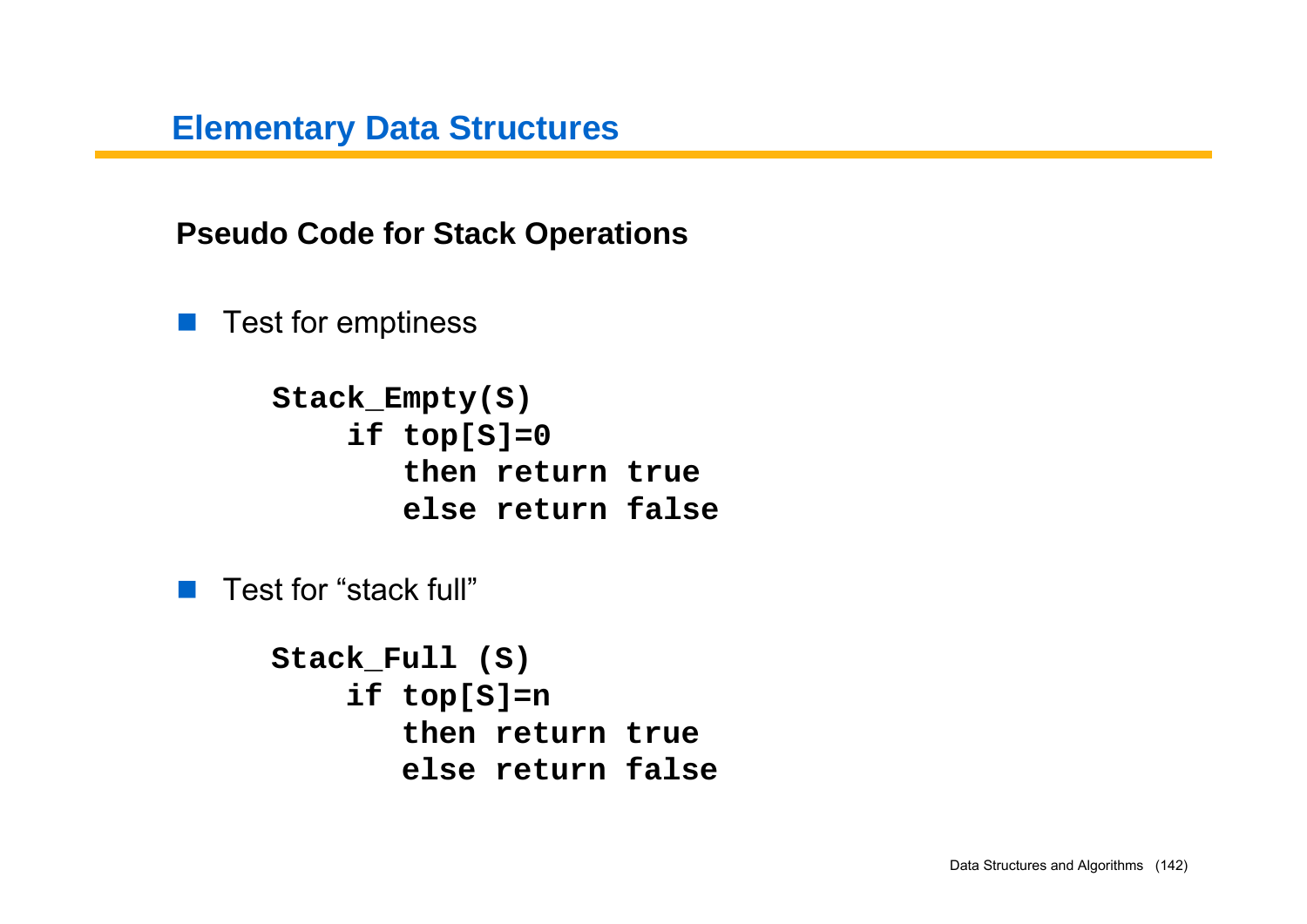# Elementary Data Structures

## Pseudo Code for Stack Operations

- Test for emptiness

```
Stack_Empty(S)
    if top[S]=0
       then return true
       else return false
```

- Test for "stack full"

```
Stack_Full (S)
    if top[S]=n
       then return true
       else return false
```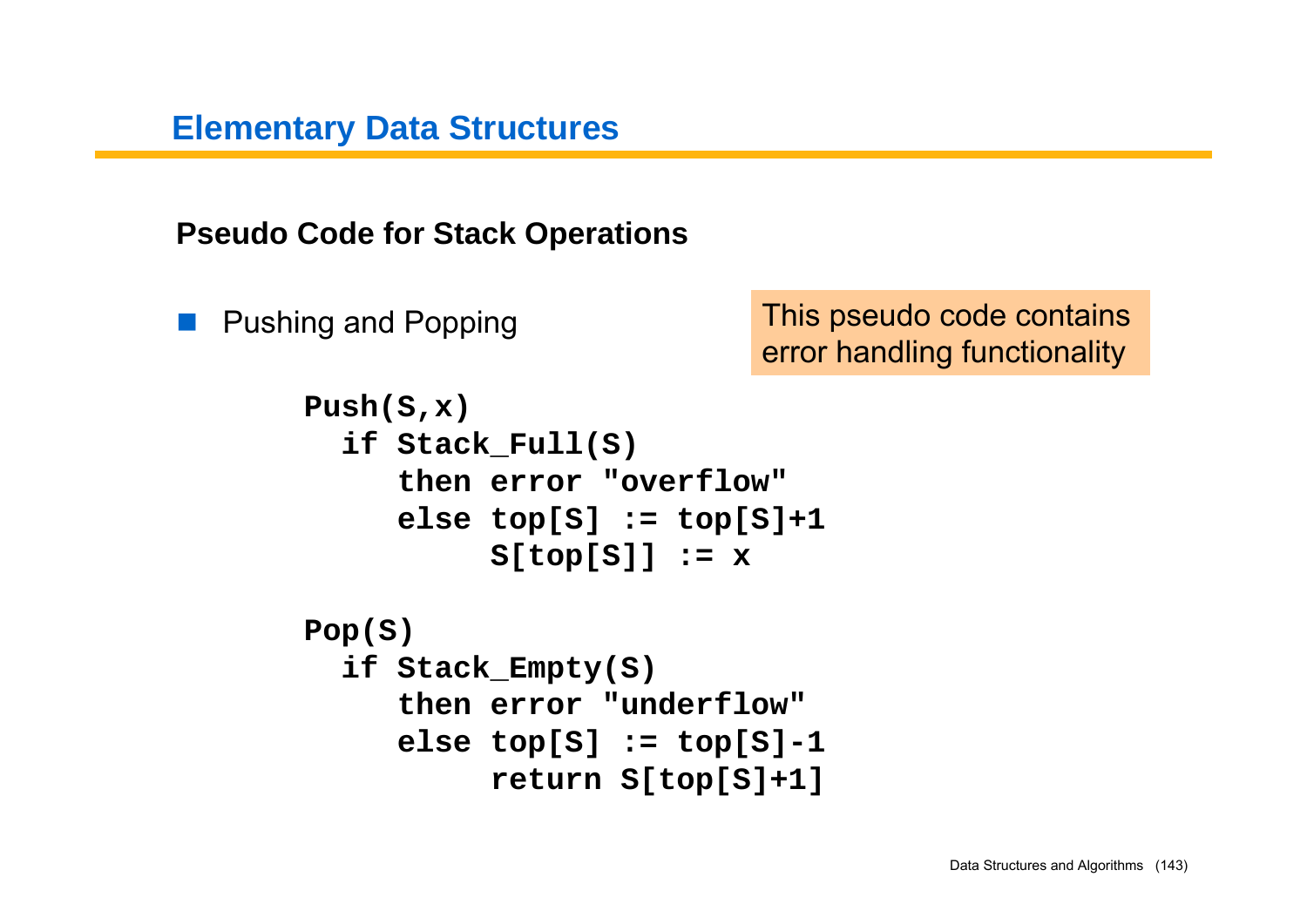## Elementary Data Structures

### Pseudo Code for Stack Operations

- Pushing and Popping

This pseudo code contains error handling functionality

```
Push(S,x)
  if Stack_Full(S)
     then error "overflow"
     else top[S] := top[S]+1
          S[top[S]] := x

Pop(S)
  if Stack_Empty(S)
     then error "underflow"
     else top[S] := top[S]-1
          return S[top[S]+1]
```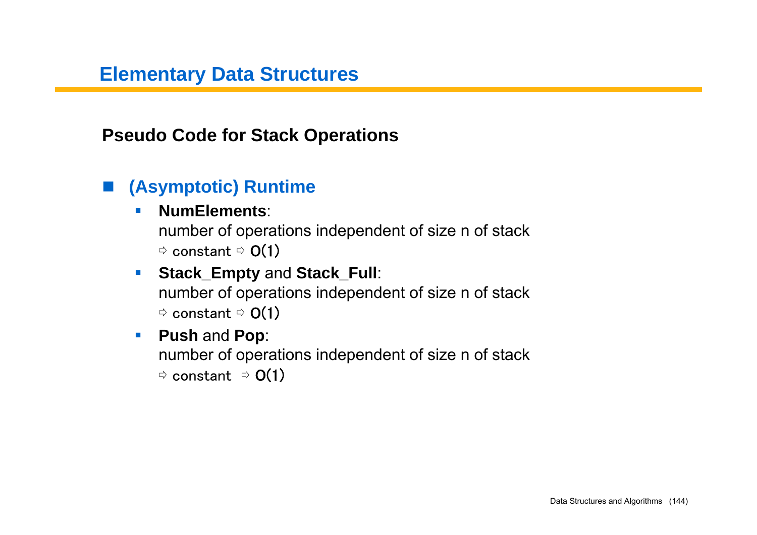# Elementary Data Structures

## Pseudo Code for Stack Operations

- **(Asymptotic) Runtime**
  - **NumElements**:
    number of operations independent of size n of stack
    ⇨ constant ⇨ O(1)
  - **Stack_Empty** and **Stack_Full**:
    number of operations independent of size n of stack
    ⇨ constant ⇨ O(1)
  - **Push** and **Pop**:
    number of operations independent of size n of stack
    ⇨ constant ⇨ O(1)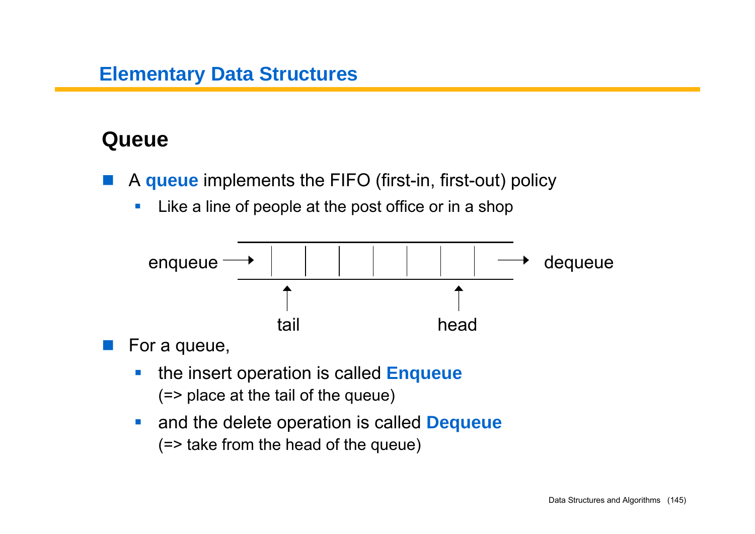## Elementary Data Structures

### Queue

- A **queue** implements the FIFO (first-in, first-out) policy
  - Like a line of people at the post office or in a shop

enqueue → [ | | | | | | | ] → dequeue

tail    head

- For a queue,
  - the insert operation is called **Enqueue**
    (=> place at the tail of the queue)
  - and the delete operation is called **Dequeue**
    (=> take from the head of the queue)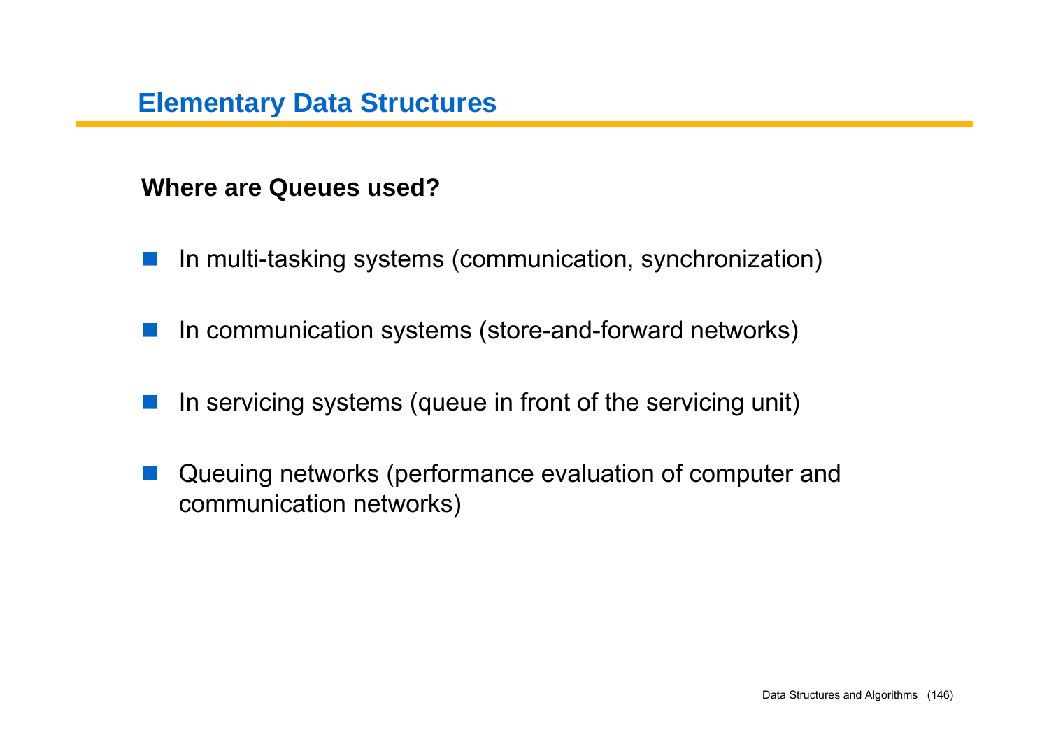# Elementary Data Structures

**Where are Queues used?**

- In multi-tasking systems (communication, synchronization)
- In communication systems (store-and-forward networks)
- In servicing systems (queue in front of the servicing unit)
- Queuing networks (performance evaluation of computer and communication networks)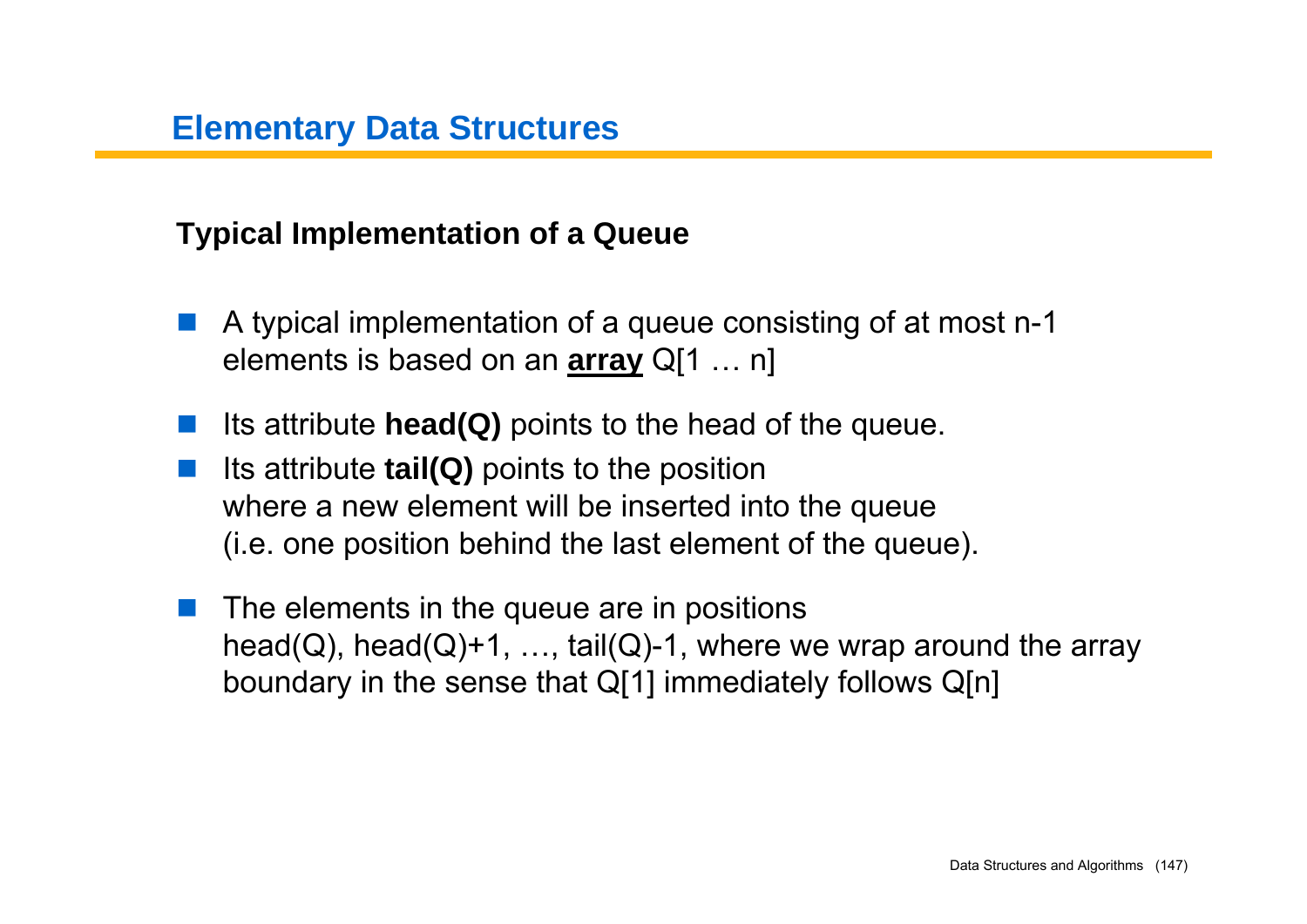# Elementary Data Structures

## Typical Implementation of a Queue

- A typical implementation of a queue consisting of at most n-1 elements is based on an **array** Q[1 … n]
- Its attribute **head(Q)** points to the head of the queue.
- Its attribute **tail(Q)** points to the position where a new element will be inserted into the queue (i.e. one position behind the last element of the queue).
- The elements in the queue are in positions head(Q), head(Q)+1, …, tail(Q)-1, where we wrap around the array boundary in the sense that Q[1] immediately follows Q[n]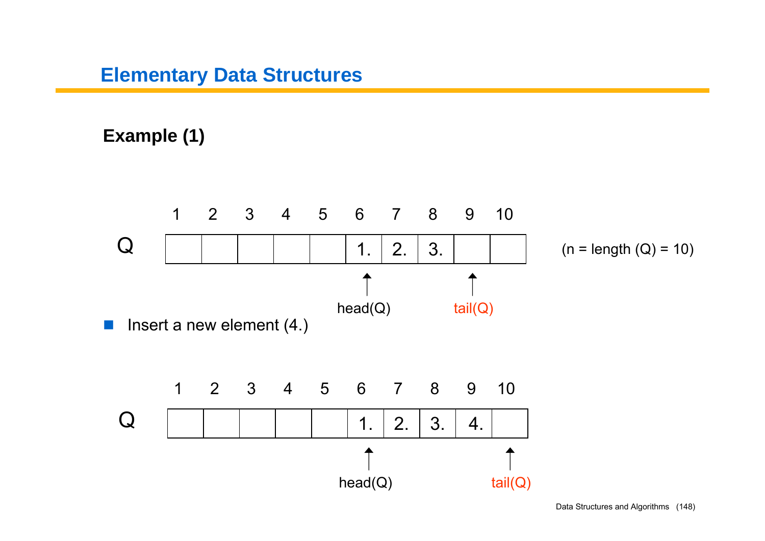## Elementary Data Structures

### Example (1)

| | 1 | 2 | 3 | 4 | 5 | 6 | 7 | 8 | 9 | 10 |
|---|---|---|---|---|---|---|---|---|---|---|
| Q | | | | | | 1. | 2. | 3. | | |
| | | | | | | ↑ head(Q) | | | ↑ tail(Q) | |

(n = length (Q) = 10)

- Insert a new element (4.)

| | 1 | 2 | 3 | 4 | 5 | 6 | 7 | 8 | 9 | 10 |
|---|---|---|---|---|---|---|---|---|---|---|
| Q | | | | | | 1. | 2. | 3. | 4. | |
| | | | | | | ↑ head(Q) | | | | ↑ tail(Q) |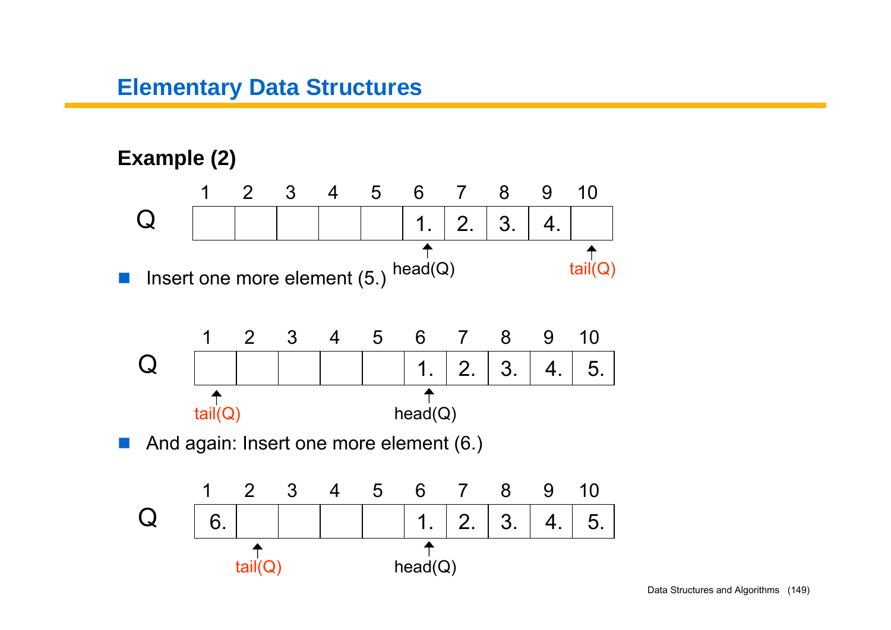# Elementary Data Structures

## Example (2)

| | 1 | 2 | 3 | 4 | 5 | 6 | 7 | 8 | 9 | 10 |
|---|---|---|---|---|---|---|---|---|---|---|
| Q | | | | | | 1. | 2. | 3. | 4. | |
| | | | | | | head(Q) | | | | tail(Q) |

- Insert one more element (5.)

| | 1 | 2 | 3 | 4 | 5 | 6 | 7 | 8 | 9 | 10 |
|---|---|---|---|---|---|---|---|---|---|---|
| Q | | | | | | 1. | 2. | 3. | 4. | 5. |
| | tail(Q) | | | | | head(Q) | | | | |

- And again: Insert one more element (6.)

| | 1 | 2 | 3 | 4 | 5 | 6 | 7 | 8 | 9 | 10 |
|---|---|---|---|---|---|---|---|---|---|---|
| Q | 6. | | | | | 1. | 2. | 3. | 4. | 5. |
| | | tail(Q) | | | | head(Q) | | | | |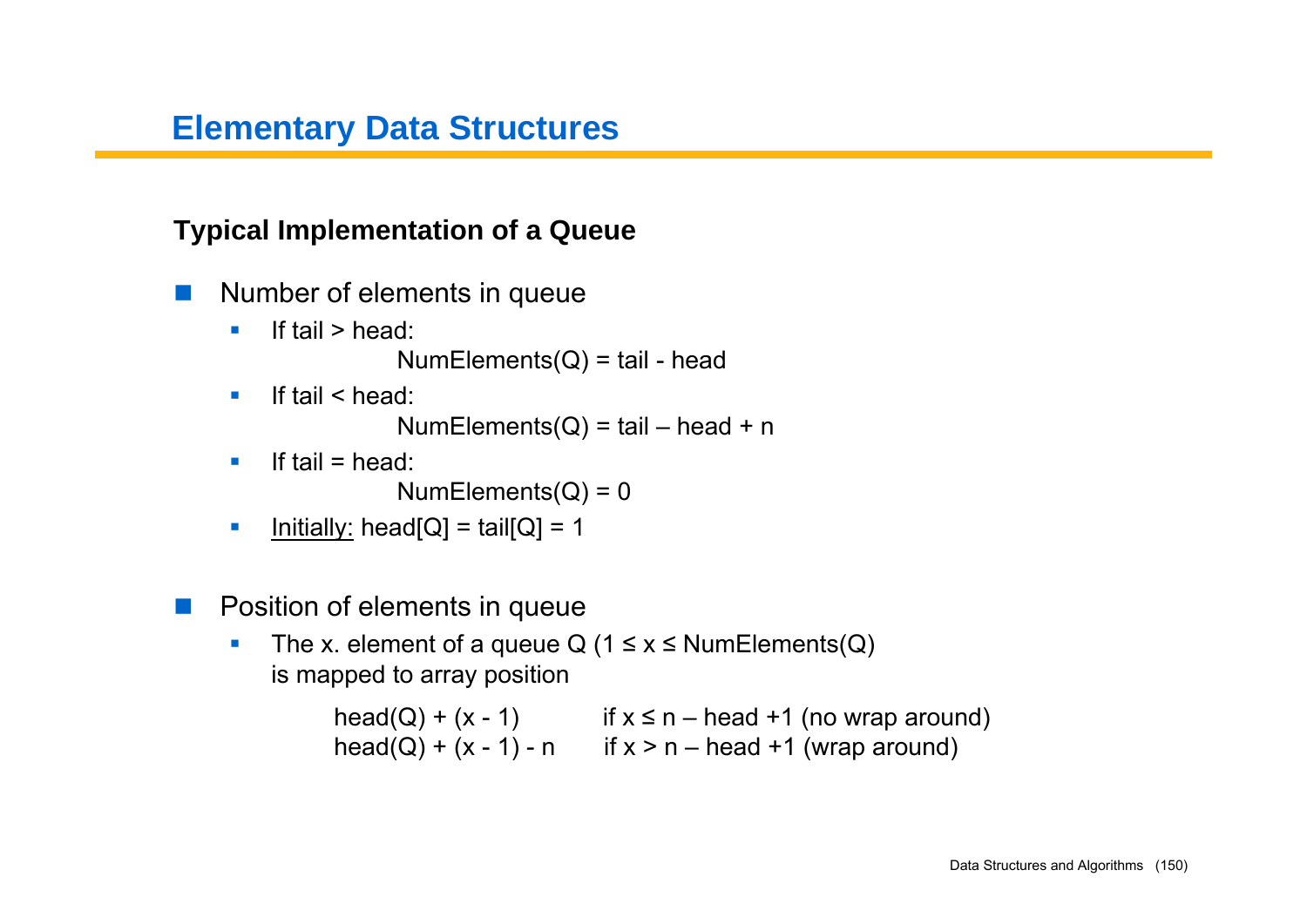# Elementary Data Structures

## Typical Implementation of a Queue

- Number of elements in queue
  - If tail > head:

    NumElements(Q) = tail - head
  - If tail < head:

    NumElements(Q) = tail – head + n
  - If tail = head:

    NumElements(Q) = 0
  - Initially: head[Q] = tail[Q] = 1

- Position of elements in queue
  - The x. element of a queue Q ($1 \leq x \leq$ NumElements(Q)

    is mapped to array position

    head(Q) + (x - 1) if $x \leq n$ – head +1 (no wrap around)

    head(Q) + (x - 1) - n if $x > n$ – head +1 (wrap around)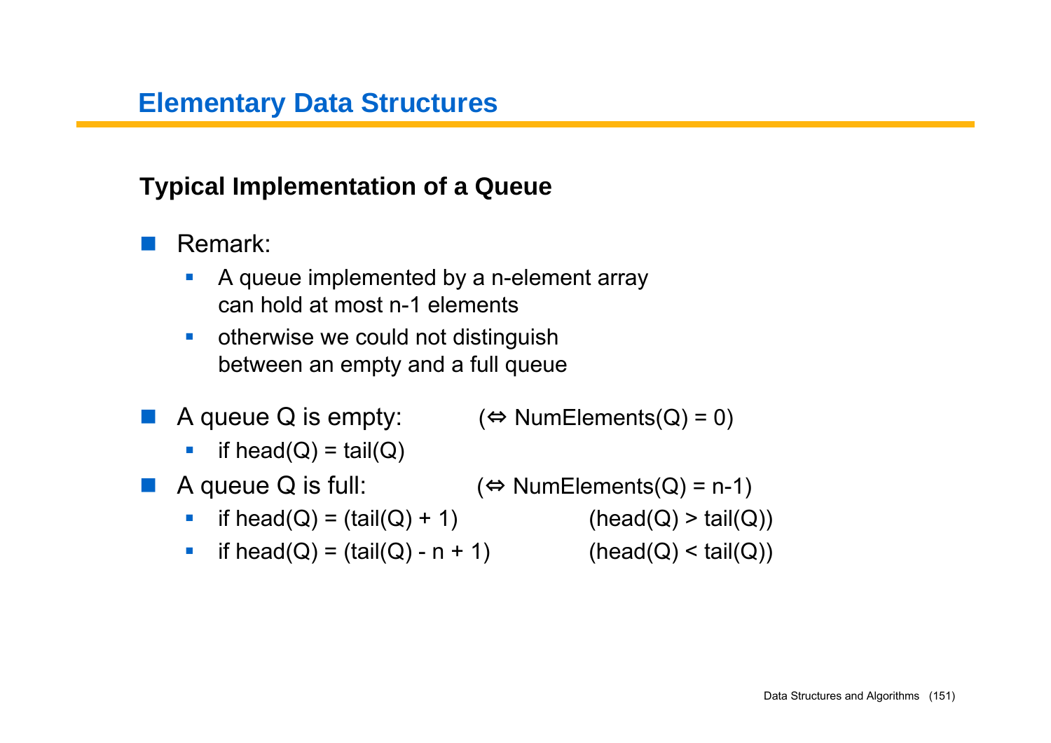## Elementary Data Structures

### Typical Implementation of a Queue

- Remark:
  - A queue implemented by a n-element array can hold at most n-1 elements
  - otherwise we could not distinguish between an empty and a full queue
- A queue Q is empty: ($\Leftrightarrow$ NumElements(Q) = 0)
  - if head(Q) = tail(Q)
- A queue Q is full: ($\Leftrightarrow$ NumElements(Q) = n-1)
  - if head(Q) = (tail(Q) + 1) (head(Q) > tail(Q))
  - if head(Q) = (tail(Q) - n + 1) (head(Q) < tail(Q))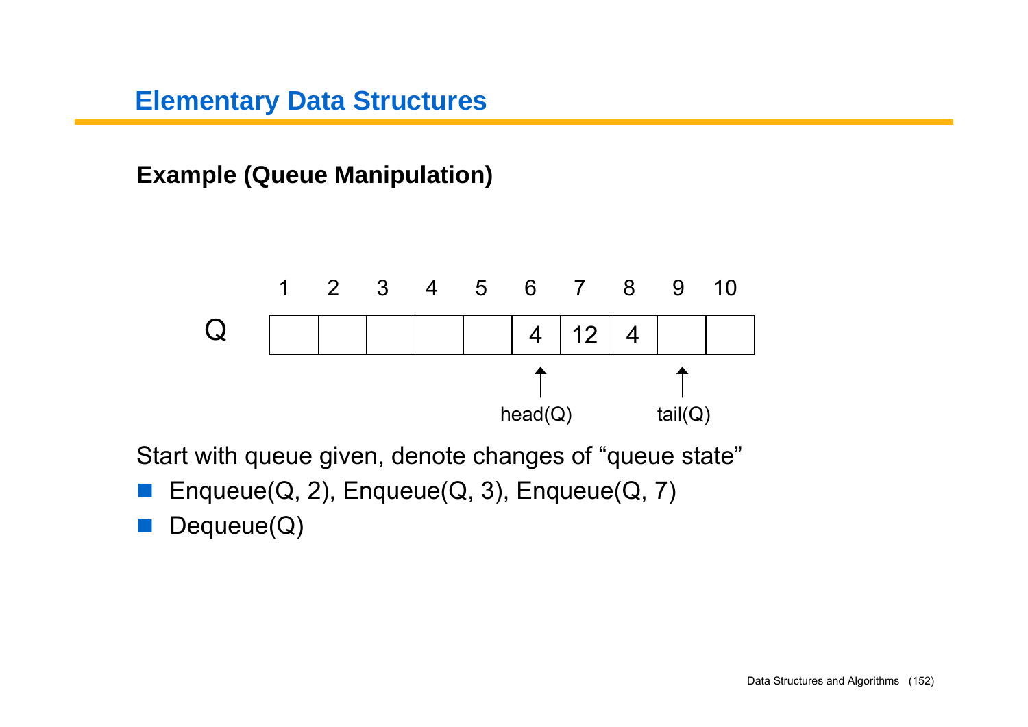## Elementary Data Structures

**Example (Queue Manipulation)**

| | 1 | 2 | 3 | 4 | 5 | 6 | 7 | 8 | 9 | 10 |
|---|---|---|---|---|---|---|---|---|---|---|
| Q | | | | | | 4 | 12 | 4 | | |
| | | | | | | head(Q) | | | tail(Q) | |

Start with queue given, denote changes of "queue state"

- Enqueue(Q, 2), Enqueue(Q, 3), Enqueue(Q, 7)
- Dequeue(Q)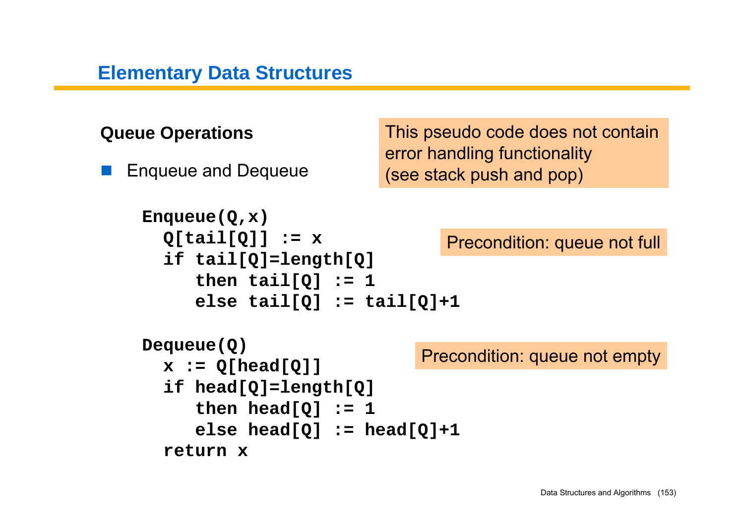## Elementary Data Structures

### Queue Operations

- Enqueue and Dequeue

This pseudo code does not contain error handling functionality (see stack push and pop)

```
Enqueue(Q,x)
  Q[tail[Q]] := x
  if tail[Q]=length[Q]
     then tail[Q] := 1
     else tail[Q] := tail[Q]+1
```

Precondition: queue not full

```
Dequeue(Q)
  x := Q[head[Q]]
  if head[Q]=length[Q]
     then head[Q] := 1
     else head[Q] := head[Q]+1
  return x
```

Precondition: queue not empty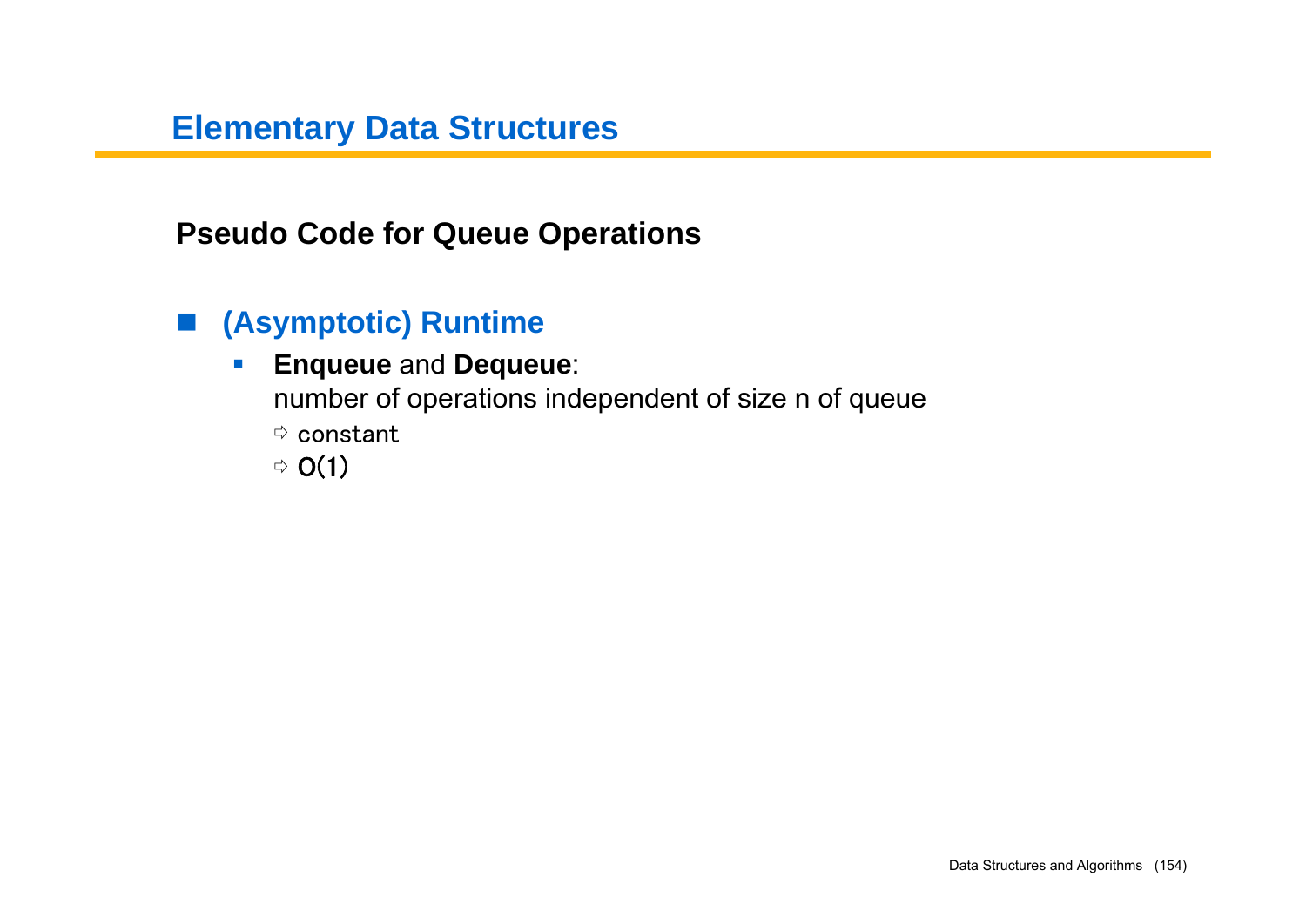# Elementary Data Structures

## Pseudo Code for Queue Operations

### (Asymptotic) Runtime

- **Enqueue** and **Dequeue**:
  number of operations independent of size n of queue
  - ⇨ constant
  - ⇨ O(1)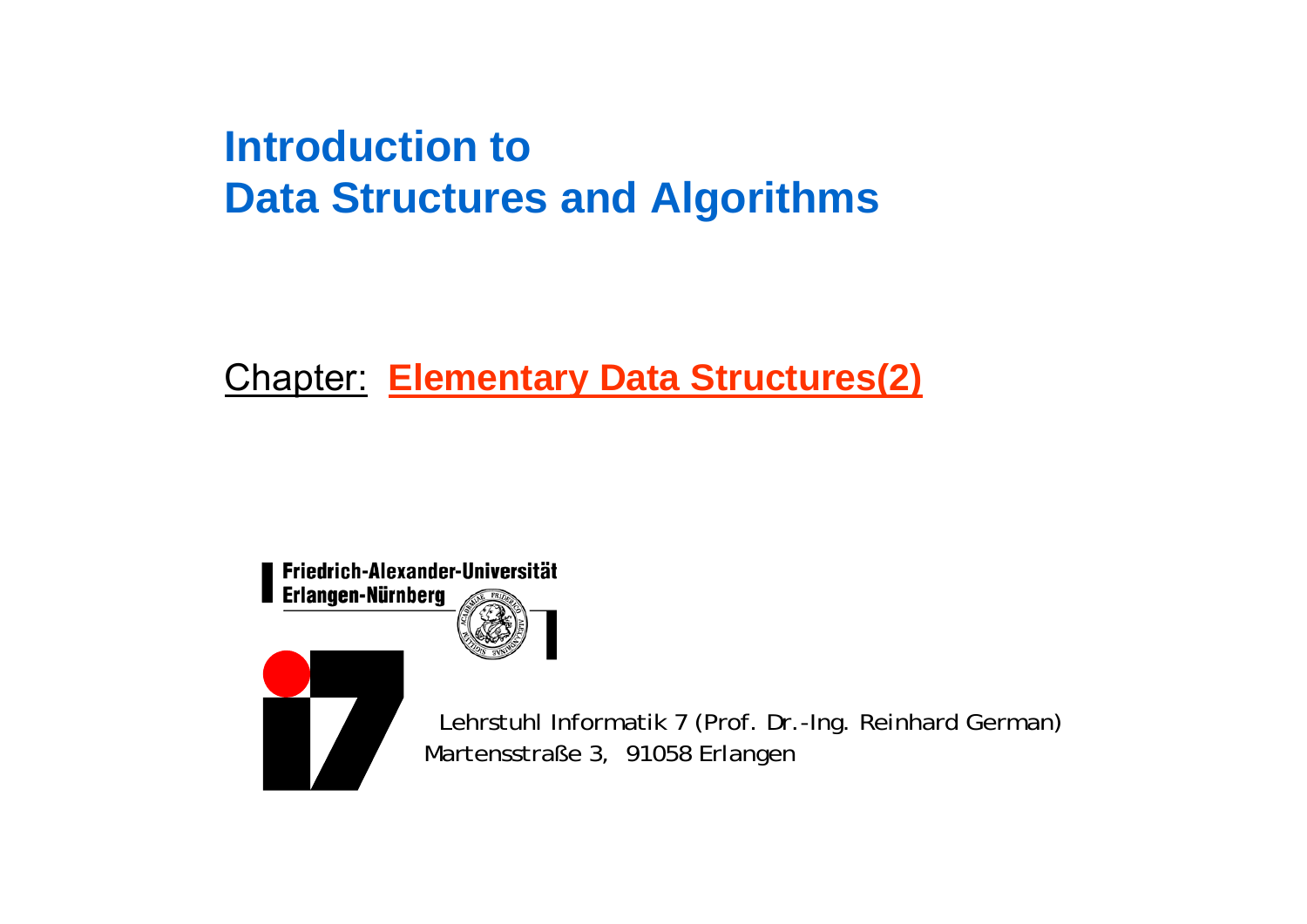# Introduction to Data Structures and Algorithms

Chapter: **Elementary Data Structures(2)**

Friedrich-Alexander-Universität
Erlangen-Nürnberg

Lehrstuhl Informatik 7 (Prof. Dr.-Ing. Reinhard German)
Martensstraße 3, 91058 Erlangen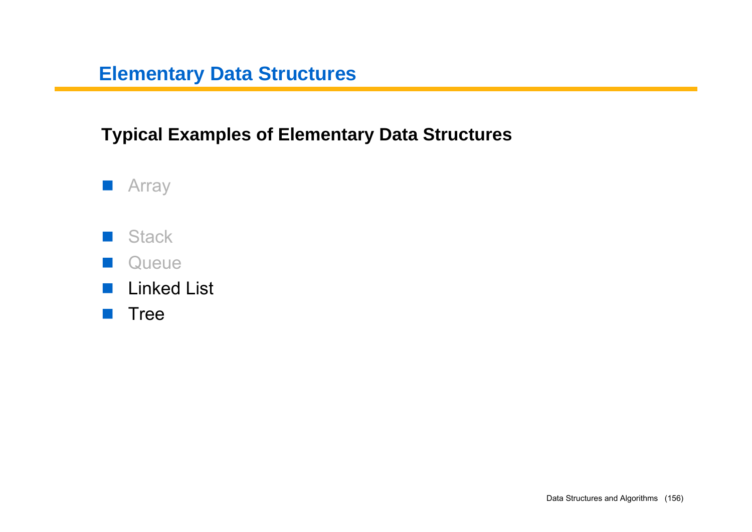# Elementary Data Structures

## Typical Examples of Elementary Data Structures

- Array
- Stack
- Queue
- Linked List
- Tree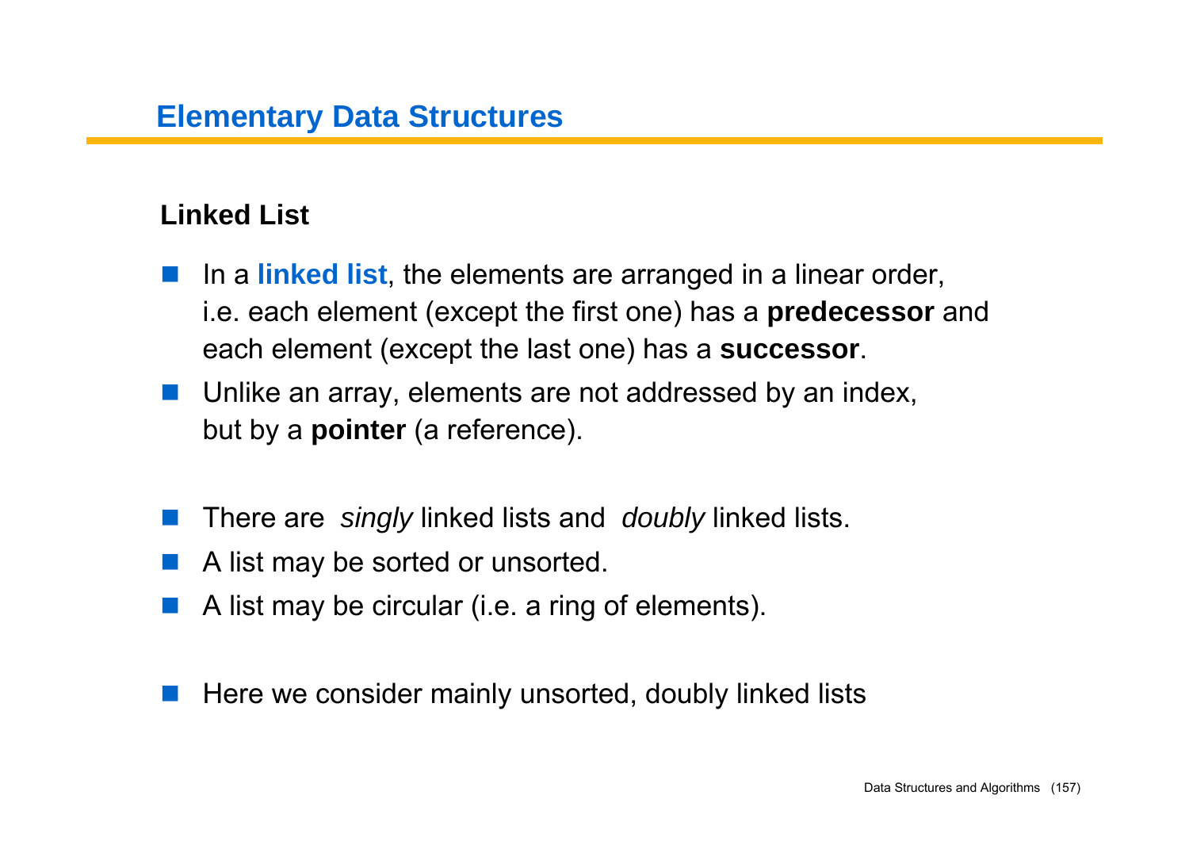# Elementary Data Structures

## Linked List

- In a **linked list**, the elements are arranged in a linear order, i.e. each element (except the first one) has a **predecessor** and each element (except the last one) has a **successor**.
- Unlike an array, elements are not addressed by an index, but by a **pointer** (a reference).

- There are *singly* linked lists and *doubly* linked lists.
- A list may be sorted or unsorted.
- A list may be circular (i.e. a ring of elements).

- Here we consider mainly unsorted, doubly linked lists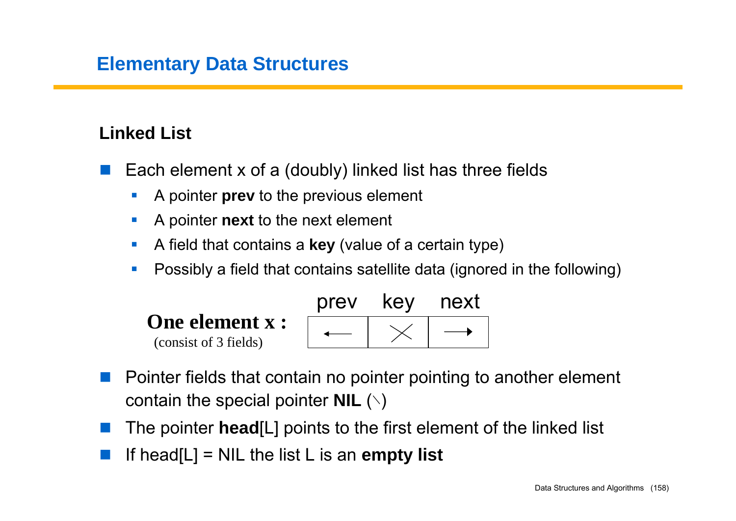# Elementary Data Structures

## Linked List

- Each element x of a (doubly) linked list has three fields
  - A pointer **prev** to the previous element
  - A pointer **next** to the next element
  - A field that contains a **key** (value of a certain type)
  - Possibly a field that contains satellite data (ignored in the following)

**One element x :**
(consist of 3 fields)

| prev | key | next |
|---|---|---|
| ← | × | → |

- Pointer fields that contain no pointer pointing to another element contain the special pointer **NIL** (\)
- The pointer **head**[L] points to the first element of the linked list
- If head[L] = NIL the list L is an **empty list**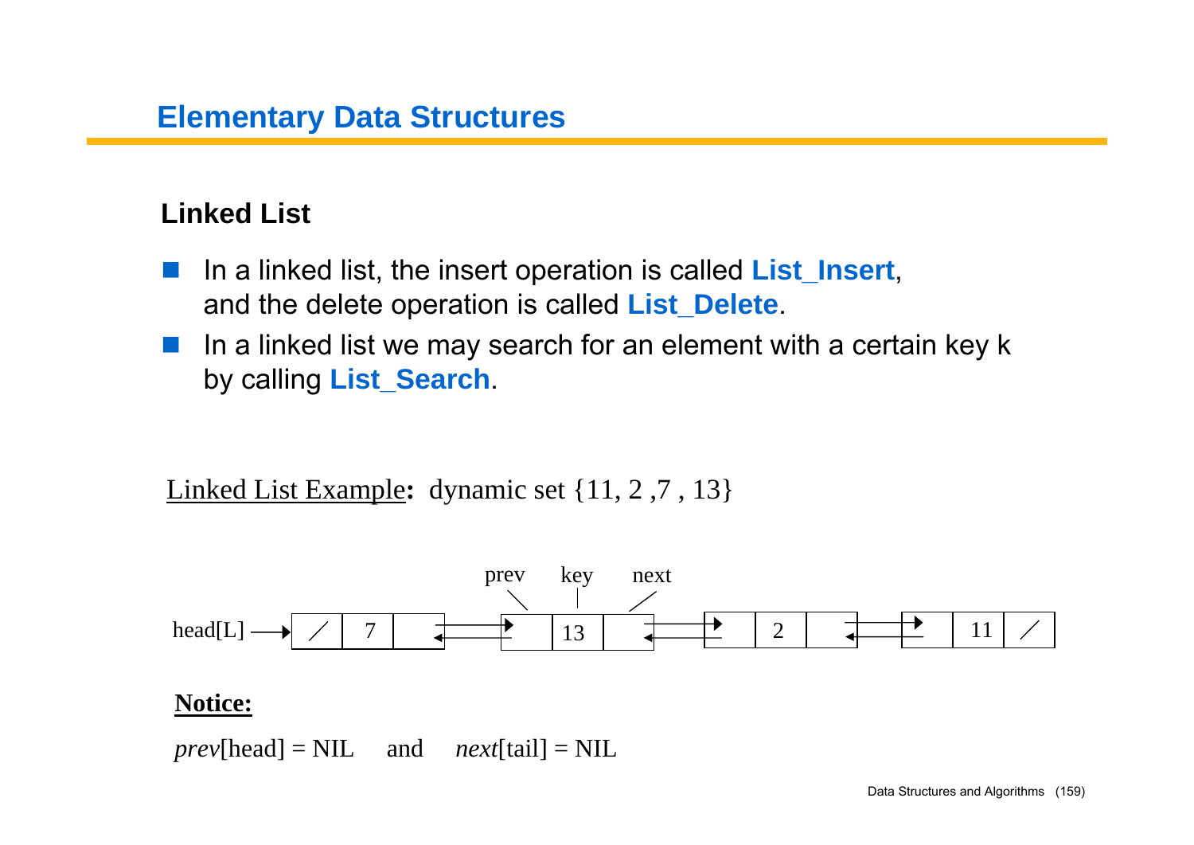## Elementary Data Structures

### Linked List

- In a linked list, the insert operation is called **List_Insert**, and the delete operation is called **List_Delete**.
- In a linked list we may search for an element with a certain key k by calling **List_Search**.

Linked List Example**:** dynamic set {11, 2 ,7 , 13}

head[L] → | / | 7 | | ⇄ | | 13 | | ⇄ | | 2 | | ⇄ | | 11 | / |

(prev, key, next labels on the node containing 13)

**Notice:**

*prev*[head] = NIL and *next*[tail] = NIL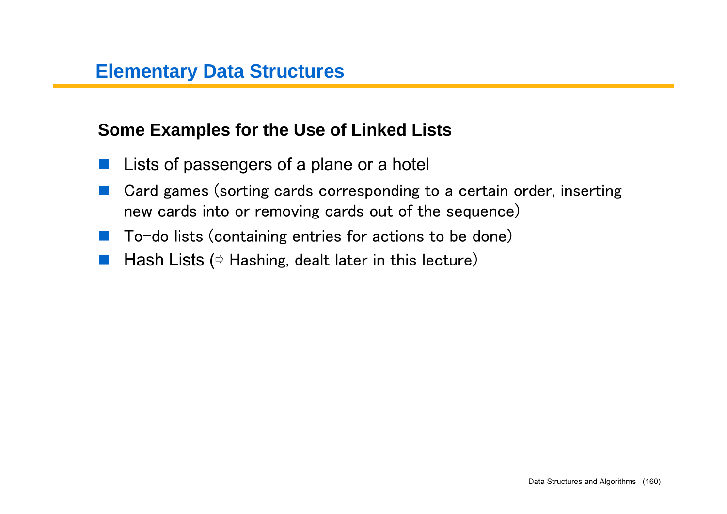## Elementary Data Structures

### Some Examples for the Use of Linked Lists

- Lists of passengers of a plane or a hotel
- Card games (sorting cards corresponding to a certain order, inserting new cards into or removing cards out of the sequence)
- To-do lists (containing entries for actions to be done)
- Hash Lists (⇨ Hashing, dealt later in this lecture)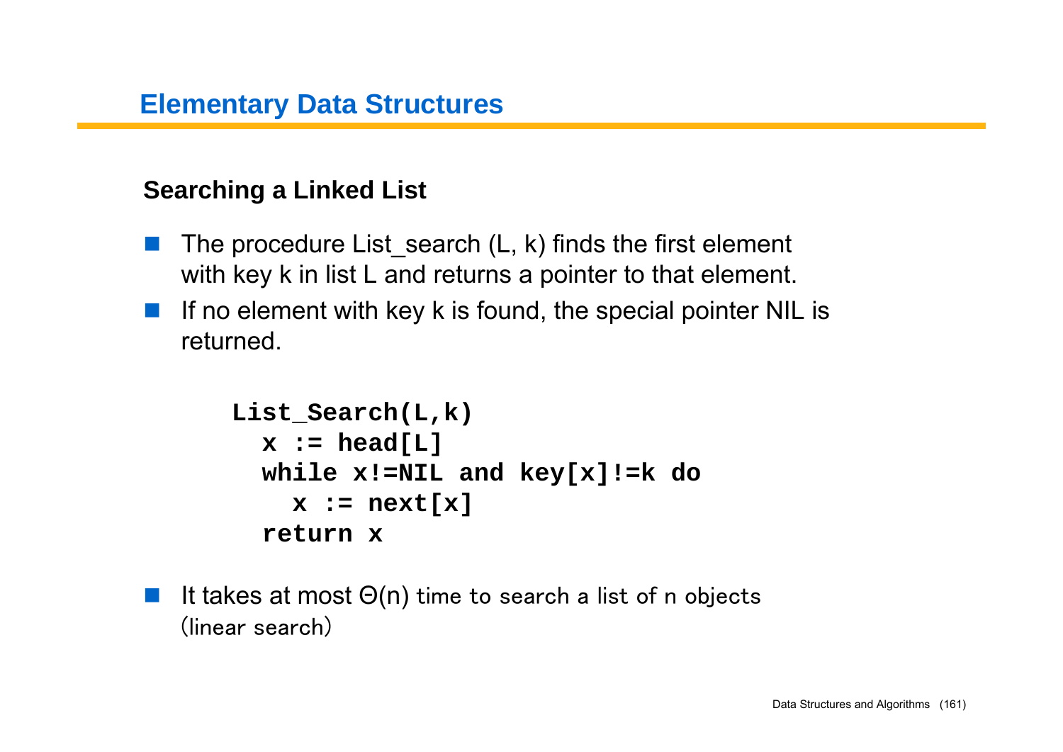## Elementary Data Structures

### Searching a Linked List

- The procedure List_search (L, k) finds the first element with key k in list L and returns a pointer to that element.
- If no element with key k is found, the special pointer NIL is returned.

```
List_Search(L,k)
  x := head[L]
  while x!=NIL and key[x]!=k do
    x := next[x]
  return x
```

- It takes at most $\Theta(n)$ time to search a list of n objects (linear search)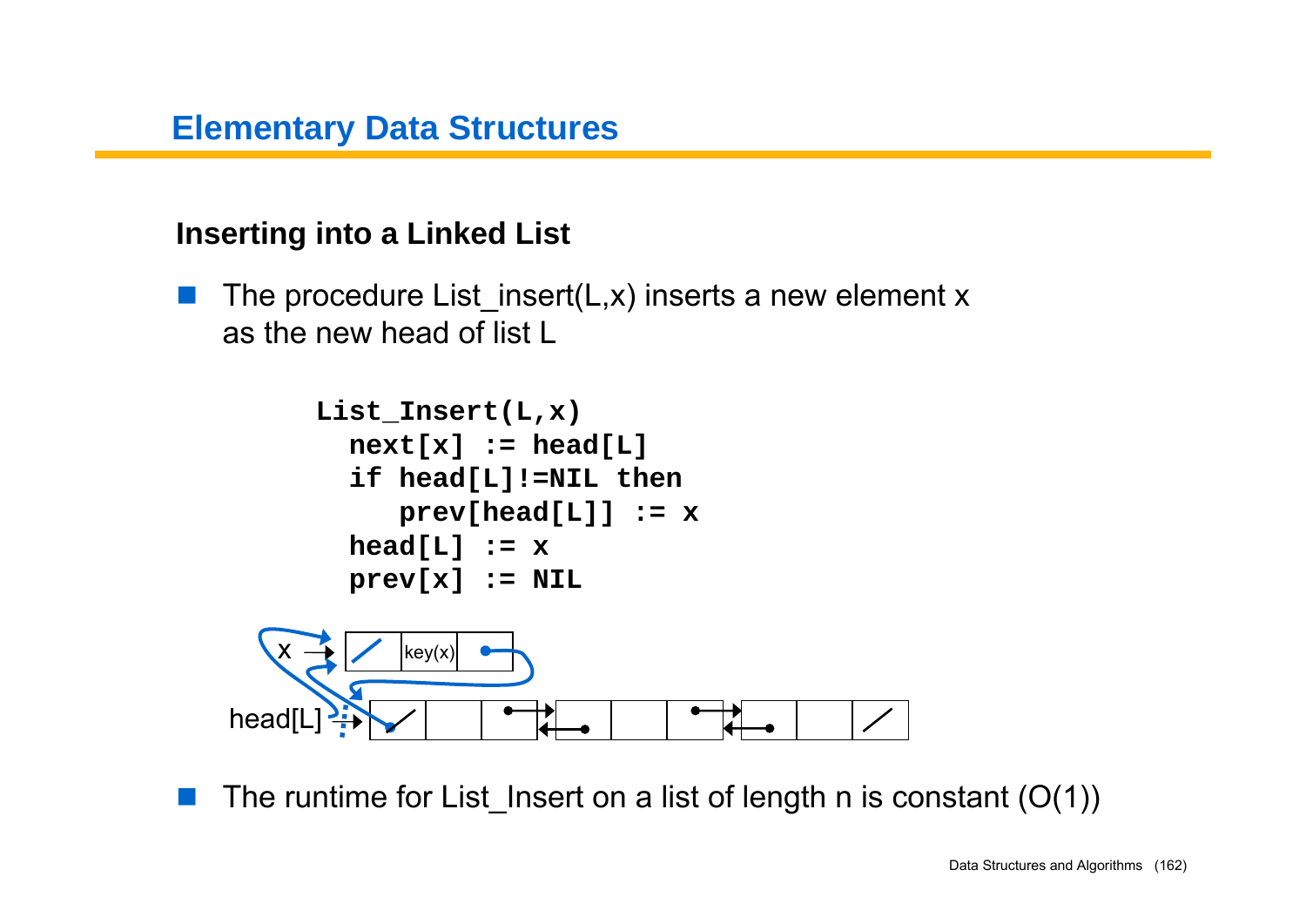## Inserting into a Linked List

- The procedure List_insert(L,x) inserts a new element x as the new head of list L

```
List_Insert(L,x)
  next[x] := head[L]
  if head[L]!=NIL then
     prev[head[L]] := x
  head[L] := x
  prev[x] := NIL
```

- The runtime for List_Insert on a list of length n is constant (O(1))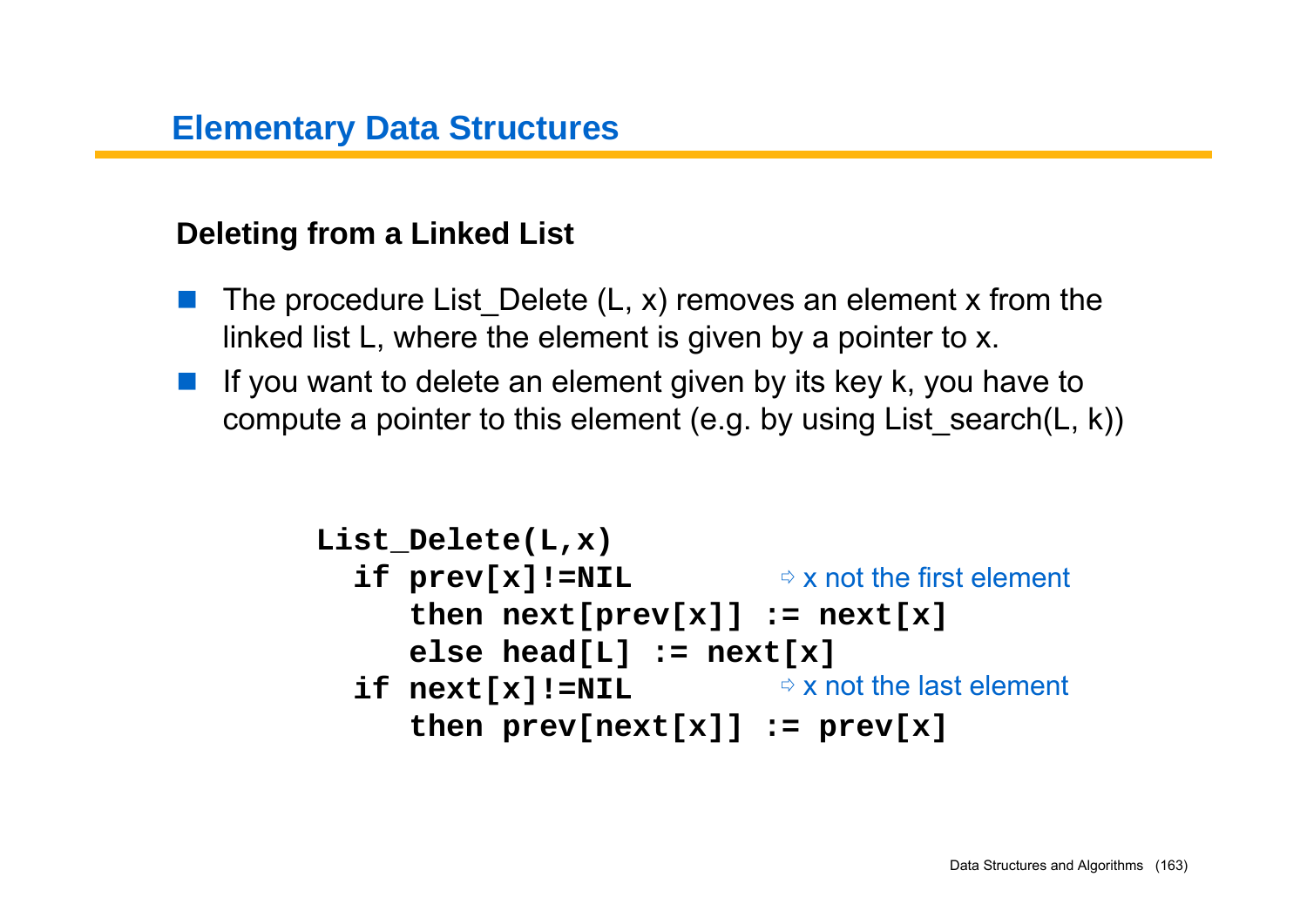# Elementary Data Structures

## Deleting from a Linked List

- The procedure List_Delete (L, x) removes an element x from the linked list L, where the element is given by a pointer to x.
- If you want to delete an element given by its key k, you have to compute a pointer to this element (e.g. by using List_search(L, k))

```
List_Delete(L,x)
  if prev[x]!=NIL              ⇨ x not the first element
     then next[prev[x]] := next[x]
     else head[L] := next[x]
  if next[x]!=NIL              ⇨ x not the last element
     then prev[next[x]] := prev[x]
```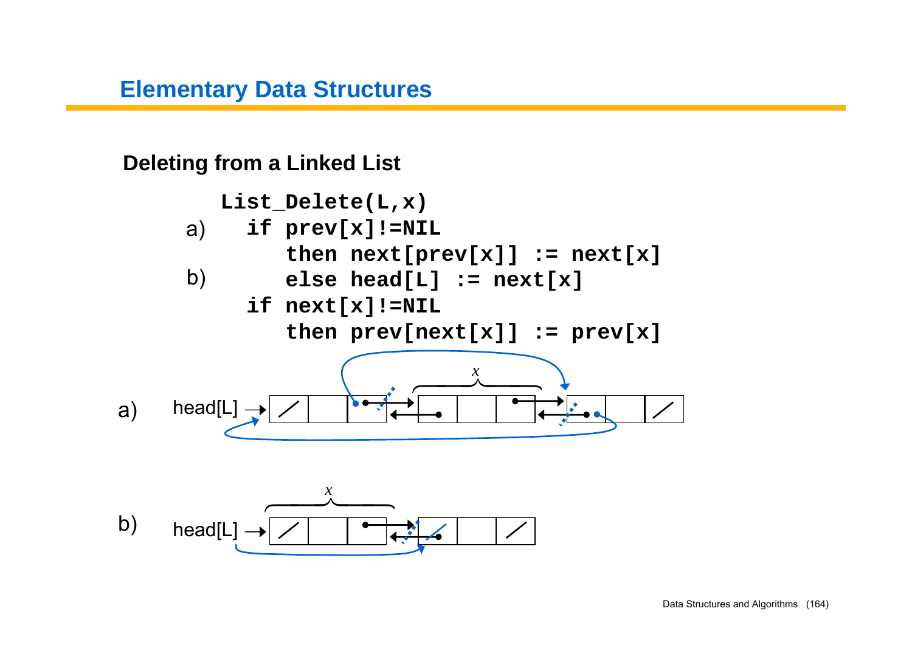## Elementary Data Structures

### Deleting from a Linked List

```
    List_Delete(L,x)
a)    if prev[x]!=NIL
         then next[prev[x]] := next[x]
b)       else head[L] := next[x]
      if next[x]!=NIL
         then prev[next[x]] := prev[x]
```

a) head[L] → [diagram: x]

b) head[L] → [diagram: x]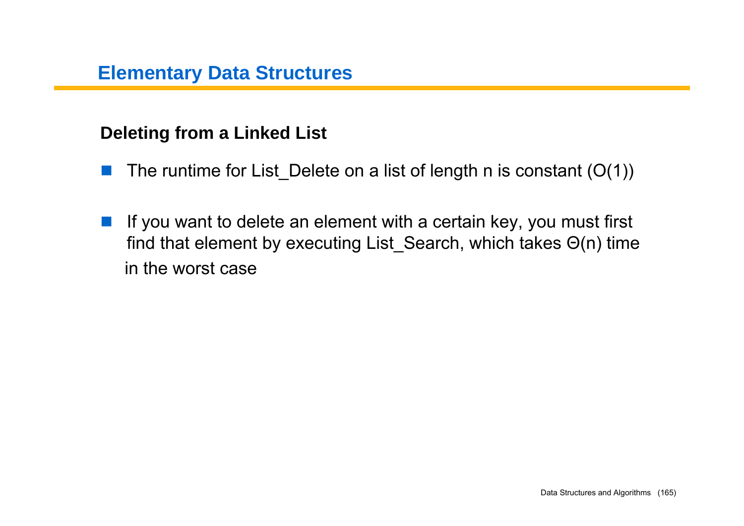# Elementary Data Structures

## Deleting from a Linked List

- The runtime for List_Delete on a list of length n is constant ($O(1)$)

- If you want to delete an element with a certain key, you must first find that element by executing List_Search, which takes $\Theta(n)$ time in the worst case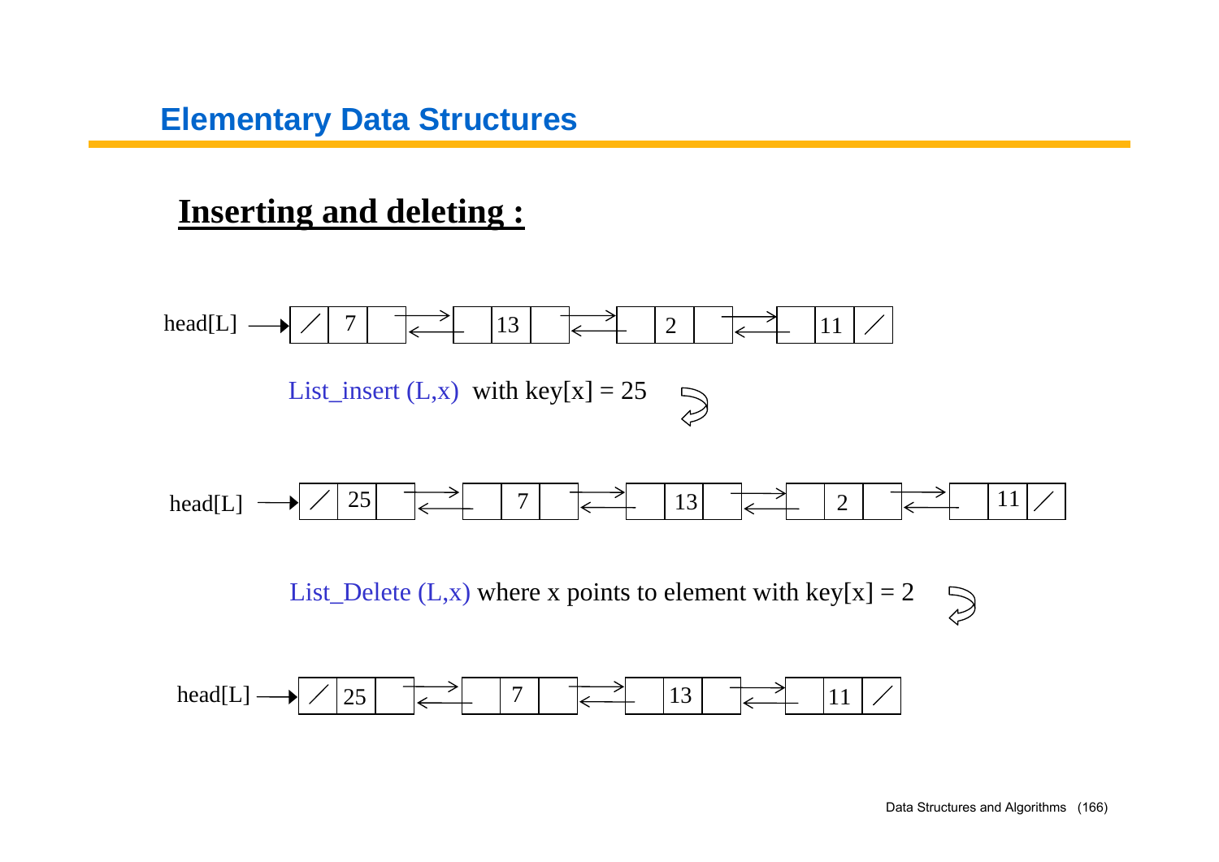## Inserting and deleting :

head[L] → [ / | 7 | ] ⇄ [ | 13 | ] ⇄ [ | 2 | ] ⇄ [ | 11 | / ]

List_insert (L,x) with key[x] = 25

head[L] → [ / | 25 | ] ⇄ [ | 7 | ] ⇄ [ | 13 | ] ⇄ [ | 2 | ] ⇄ [ | 11 | / ]

List_Delete (L,x) where x points to element with key[x] = 2

head[L] → [ / | 25 | ] ⇄ [ | 7 | ] ⇄ [ | 13 | ] ⇄ [ | 11 | / ]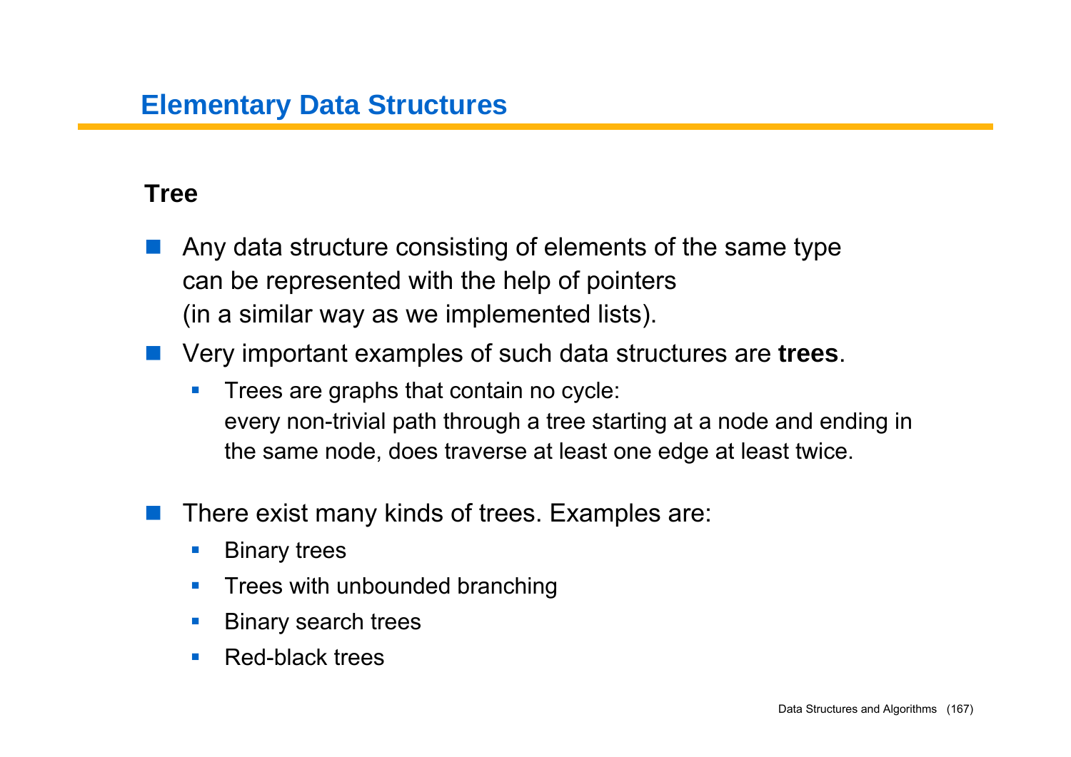# Elementary Data Structures

## Tree

- Any data structure consisting of elements of the same type can be represented with the help of pointers (in a similar way as we implemented lists).
- Very important examples of such data structures are **trees**.
  - Trees are graphs that contain no cycle: every non-trivial path through a tree starting at a node and ending in the same node, does traverse at least one edge at least twice.
- There exist many kinds of trees. Examples are:
  - Binary trees
  - Trees with unbounded branching
  - Binary search trees
  - Red-black trees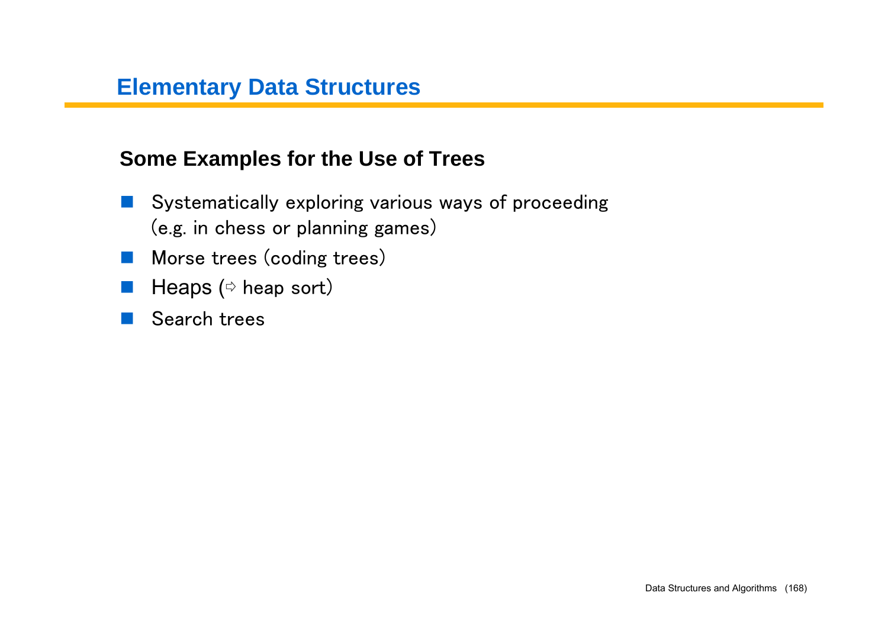# Elementary Data Structures

## Some Examples for the Use of Trees

- Systematically exploring various ways of proceeding (e.g. in chess or planning games)
- Morse trees (coding trees)
- Heaps (⇨ heap sort)
- Search trees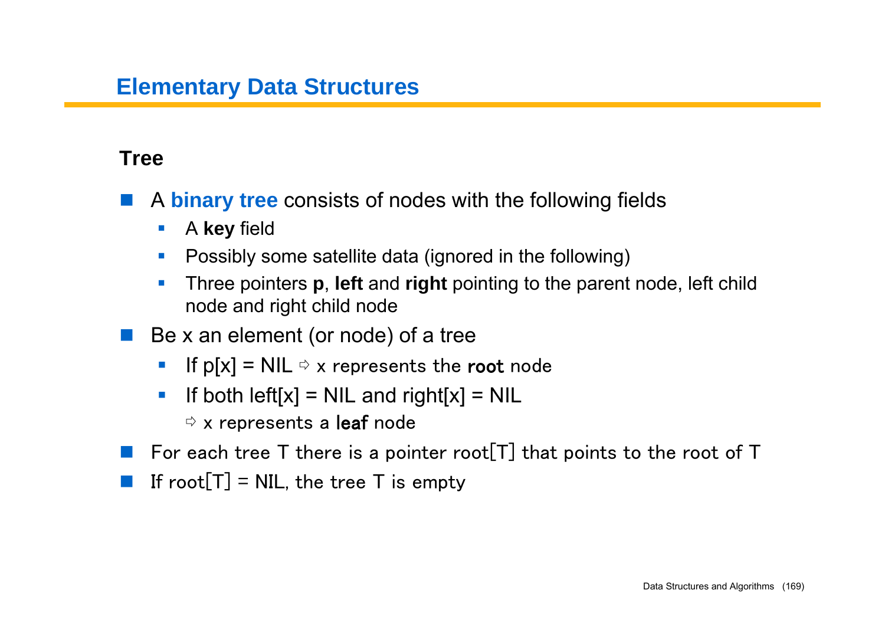## Elementary Data Structures

### Tree

- A **binary tree** consists of nodes with the following fields
  - A **key** field
  - Possibly some satellite data (ignored in the following)
  - Three pointers **p**, **left** and **right** pointing to the parent node, left child node and right child node
- Be x an element (or node) of a tree
  - If p[x] = NIL ⇨ x represents the **root** node
  - If both left[x] = NIL and right[x] = NIL

    ⇨ x represents a **leaf** node
- For each tree T there is a pointer root[T] that points to the root of T
- If root[T] = NIL, the tree T is empty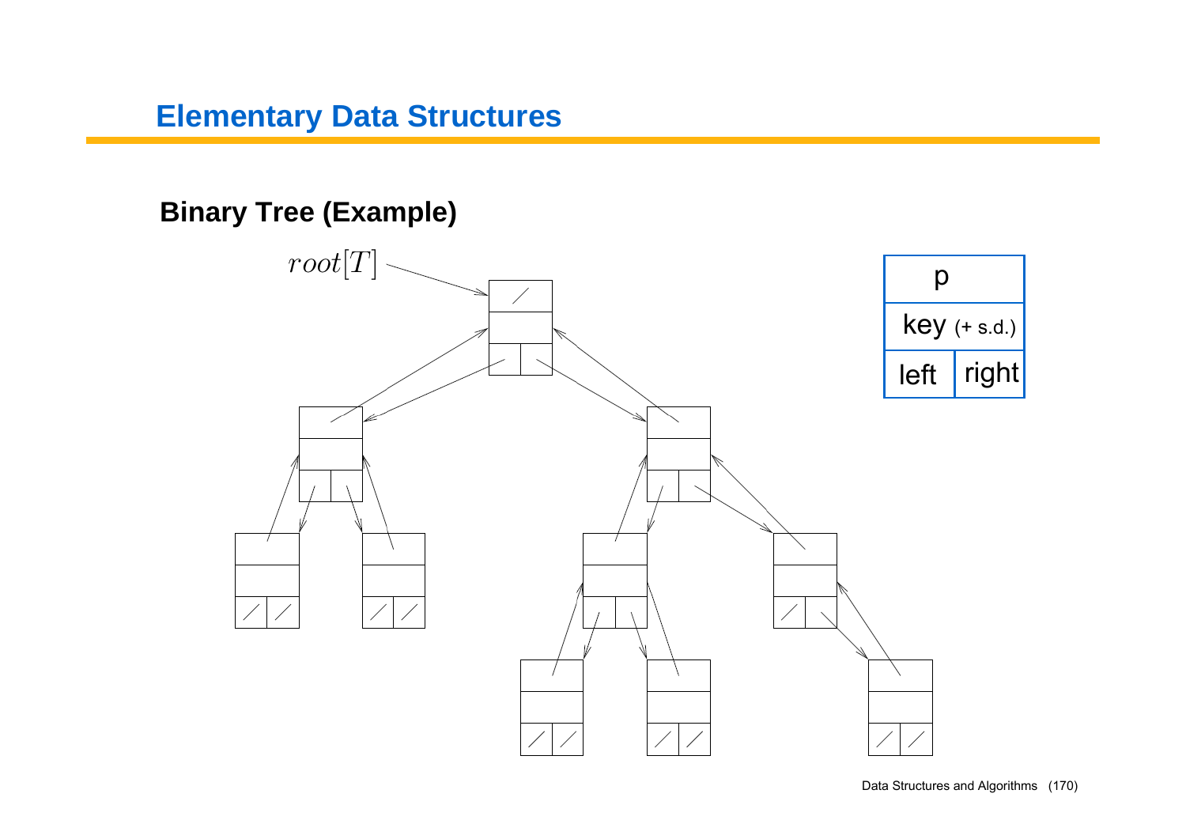# Elementary Data Structures

## Binary Tree (Example)

$root[T]$

| p | |
|---|---|
| key (+ s.d.) | |
| left | right |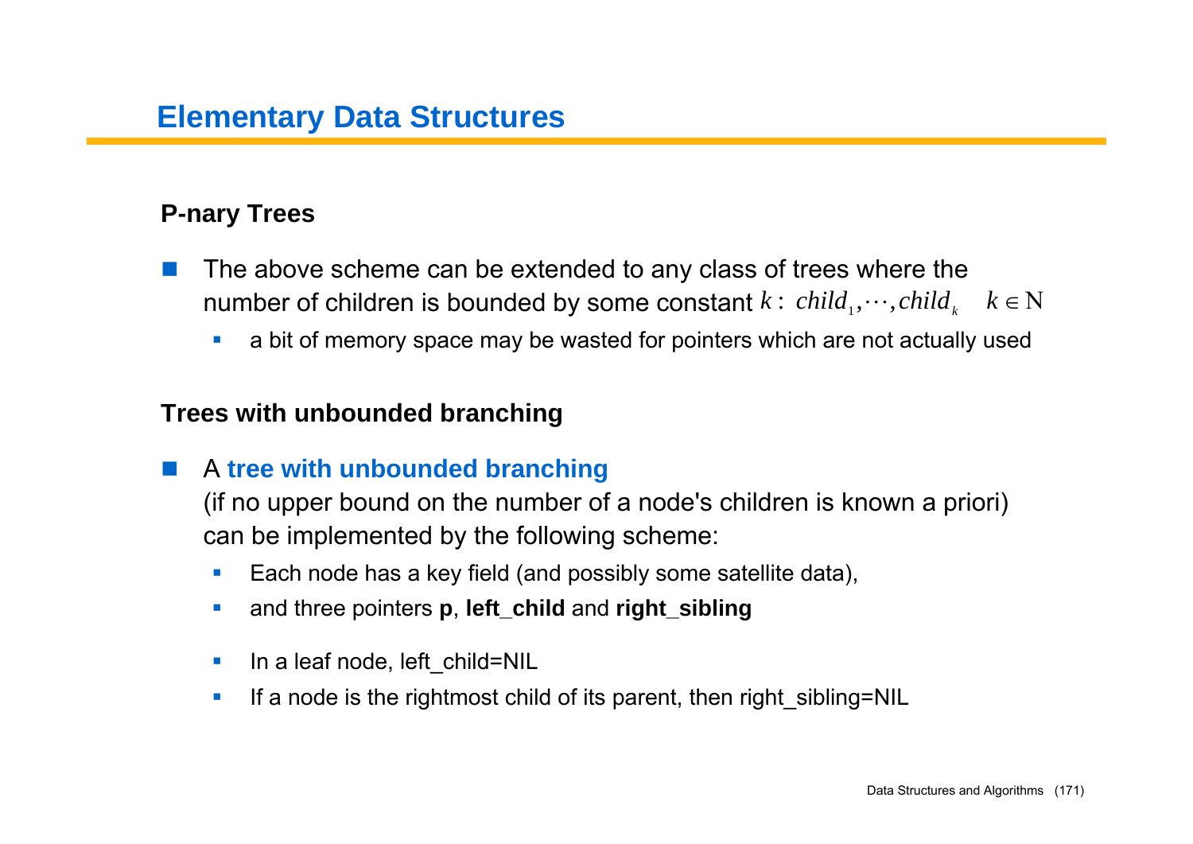# Elementary Data Structures

## P-nary Trees

- The above scheme can be extended to any class of trees where the number of children is bounded by some constant $k: \; child_1, \cdots, child_k \quad k \in \mathrm{N}$
  - a bit of memory space may be wasted for pointers which are not actually used

## Trees with unbounded branching

- A **tree with unbounded branching** (if no upper bound on the number of a node's children is known a priori) can be implemented by the following scheme:
  - Each node has a key field (and possibly some satellite data),
  - and three pointers **p**, **left_child** and **right_sibling**
  - In a leaf node, left_child=NIL
  - If a node is the rightmost child of its parent, then right_sibling=NIL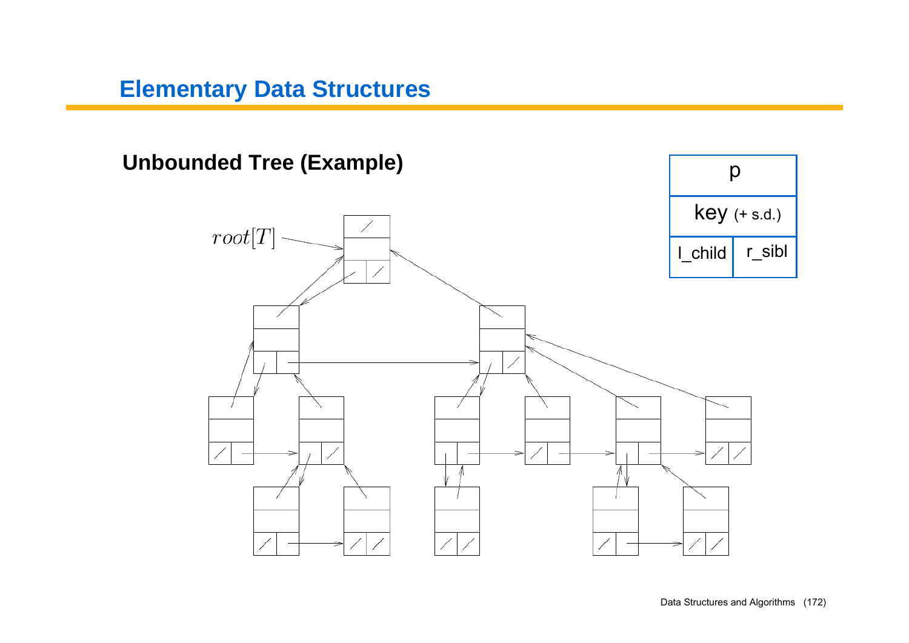# Elementary Data Structures

## Unbounded Tree (Example)

| p | |
|---|---|
| key (+ s.d.) | |
| l_child | r_sibl |

$root[T]$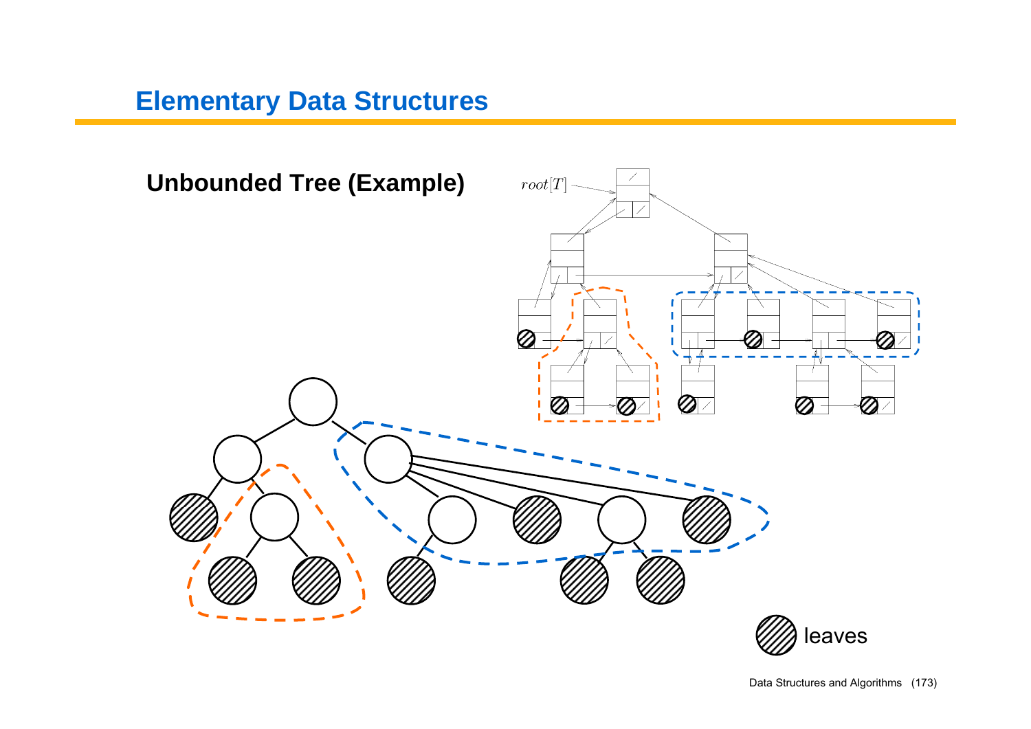# Elementary Data Structures

## Unbounded Tree (Example)

$root[T]$

leaves